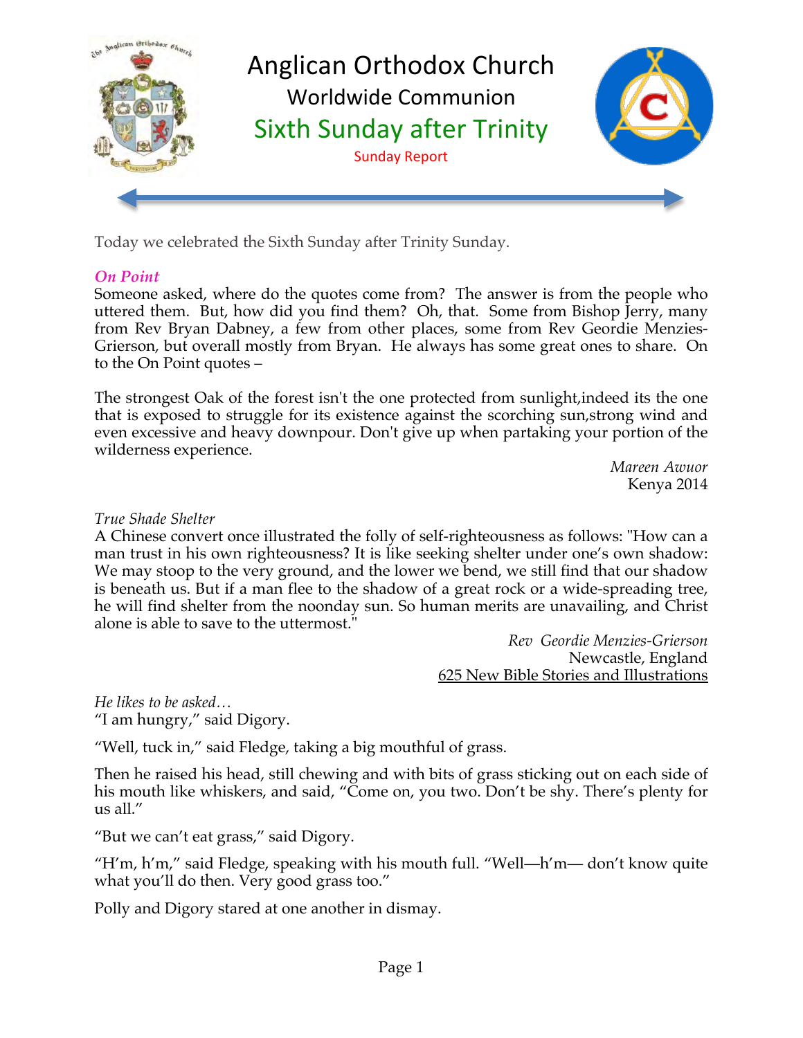# Anglican Orthodox Church

## Worldwide Communion

## Sixth Sunday after Trinity

Sunday Report

Today we celebrated the Sixth Sunday after Trinity Sunday.

***On Point***

Someone asked, where do the quotes come from? The answer is from the people who uttered them. But, how did you find them? Oh, that. Some from Bishop Jerry, many from Rev Bryan Dabney, a few from other places, some from Rev Geordie Menzies-Grierson, but overall mostly from Bryan. He always has some great ones to share. On to the On Point quotes –

The strongest Oak of the forest isn't the one protected from sunlight,indeed its the one that is exposed to struggle for its existence against the scorching sun,strong wind and even excessive and heavy downpour. Don't give up when partaking your portion of the wilderness experience.

*Mareen Awuor*
Kenya 2014

*True Shade Shelter*

A Chinese convert once illustrated the folly of self-righteousness as follows: "How can a man trust in his own righteousness? It is like seeking shelter under one's own shadow: We may stoop to the very ground, and the lower we bend, we still find that our shadow is beneath us. But if a man flee to the shadow of a great rock or a wide-spreading tree, he will find shelter from the noonday sun. So human merits are unavailing, and Christ alone is able to save to the uttermost."

*Rev Geordie Menzies-Grierson*
Newcastle, England
625 New Bible Stories and Illustrations

*He likes to be asked…*

"I am hungry," said Digory.

"Well, tuck in," said Fledge, taking a big mouthful of grass.

Then he raised his head, still chewing and with bits of grass sticking out on each side of his mouth like whiskers, and said, "Come on, you two. Don't be shy. There's plenty for us all."

"But we can't eat grass," said Digory.

"H'm, h'm," said Fledge, speaking with his mouth full. "Well—h'm— don't know quite what you'll do then. Very good grass too."

Polly and Digory stared at one another in dismay.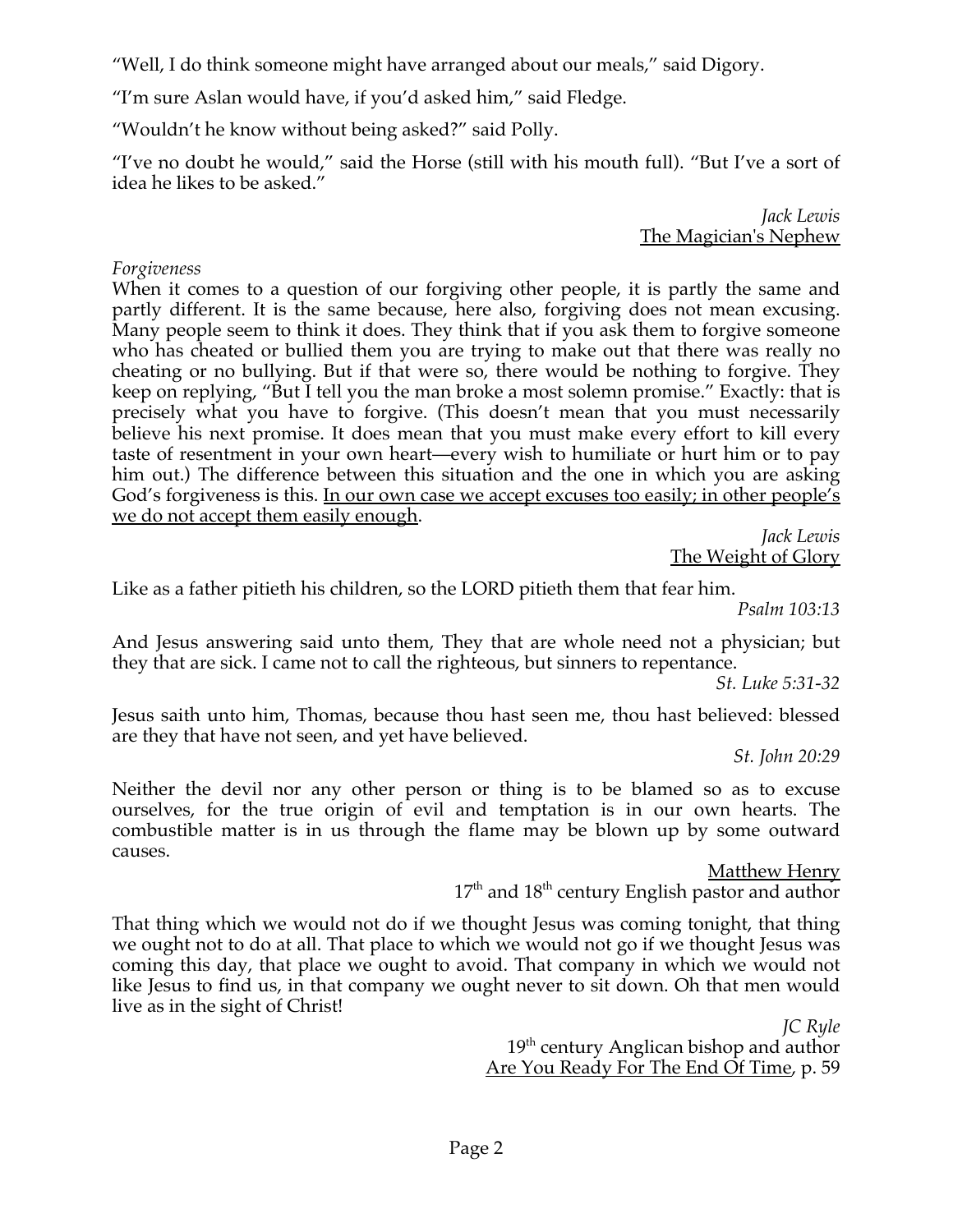“Well, I do think someone might have arranged about our meals,” said Digory.

“I’m sure Aslan would have, if you’d asked him,” said Fledge.

“Wouldn’t he know without being asked?” said Polly.

“I’ve no doubt he would,” said the Horse (still with his mouth full). “But I’ve a sort of idea he likes to be asked.”

*Jack Lewis*
<u>The Magician's Nephew</u>

*Forgiveness*
When it comes to a question of our forgiving other people, it is partly the same and partly different. It is the same because, here also, forgiving does not mean excusing. Many people seem to think it does. They think that if you ask them to forgive someone who has cheated or bullied them you are trying to make out that there was really no cheating or no bullying. But if that were so, there would be nothing to forgive. They keep on replying, “But I tell you the man broke a most solemn promise.” Exactly: that is precisely what you have to forgive. (This doesn’t mean that you must necessarily believe his next promise. It does mean that you must make every effort to kill every taste of resentment in your own heart—every wish to humiliate or hurt him or to pay him out.) The difference between this situation and the one in which you are asking God’s forgiveness is this. <u>In our own case we accept excuses too easily; in other people’s we do not accept them easily enough</u>.

*Jack Lewis*
<u>The Weight of Glory</u>

Like as a father pitieth his children, so the LORD pitieth them that fear him.

*Psalm 103:13*

And Jesus answering said unto them, They that are whole need not a physician; but they that are sick. I came not to call the righteous, but sinners to repentance.

*St. Luke 5:31-32*

Jesus saith unto him, Thomas, because thou hast seen me, thou hast believed: blessed are they that have not seen, and yet have believed.

*St. John 20:29*

Neither the devil nor any other person or thing is to be blamed so as to excuse ourselves, for the true origin of evil and temptation is in our own hearts. The combustible matter is in us through the flame may be blown up by some outward causes.

<u>Matthew Henry</u>
17th and 18th century English pastor and author

That thing which we would not do if we thought Jesus was coming tonight, that thing we ought not to do at all. That place to which we would not go if we thought Jesus was coming this day, that place we ought to avoid. That company in which we would not like Jesus to find us, in that company we ought never to sit down. Oh that men would live as in the sight of Christ!

*JC Ryle*
19th century Anglican bishop and author
<u>Are You Ready For The End Of Time</u>, p. 59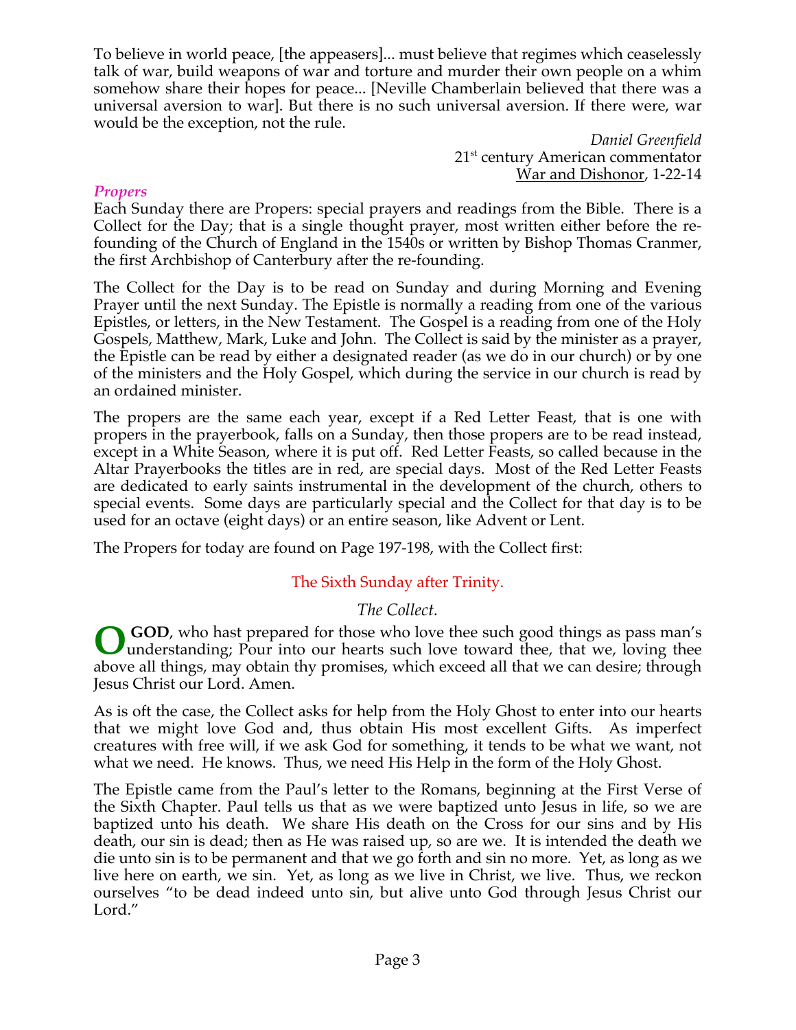To believe in world peace, [the appeasers]... must believe that regimes which ceaselessly talk of war, build weapons of war and torture and murder their own people on a whim somehow share their hopes for peace... [Neville Chamberlain believed that there was a universal aversion to war]. But there is no such universal aversion. If there were, war would be the exception, not the rule.

*Daniel Greenfield*
21st century American commentator
War and Dishonor, 1-22-14

### *Propers*

Each Sunday there are Propers: special prayers and readings from the Bible. There is a Collect for the Day; that is a single thought prayer, most written either before the re-founding of the Church of England in the 1540s or written by Bishop Thomas Cranmer, the first Archbishop of Canterbury after the re-founding.

The Collect for the Day is to be read on Sunday and during Morning and Evening Prayer until the next Sunday. The Epistle is normally a reading from one of the various Epistles, or letters, in the New Testament. The Gospel is a reading from one of the Holy Gospels, Matthew, Mark, Luke and John. The Collect is said by the minister as a prayer, the Epistle can be read by either a designated reader (as we do in our church) or by one of the ministers and the Holy Gospel, which during the service in our church is read by an ordained minister.

The propers are the same each year, except if a Red Letter Feast, that is one with propers in the prayerbook, falls on a Sunday, then those propers are to be read instead, except in a White Season, where it is put off. Red Letter Feasts, so called because in the Altar Prayerbooks the titles are in red, are special days. Most of the Red Letter Feasts are dedicated to early saints instrumental in the development of the church, others to special events. Some days are particularly special and the Collect for that day is to be used for an octave (eight days) or an entire season, like Advent or Lent.

The Propers for today are found on Page 197-198, with the Collect first:

## The Sixth Sunday after Trinity.

*The Collect.*

**O GOD**, who hast prepared for those who love thee such good things as pass man's understanding; Pour into our hearts such love toward thee, that we, loving thee above all things, may obtain thy promises, which exceed all that we can desire; through Jesus Christ our Lord. Amen.

As is oft the case, the Collect asks for help from the Holy Ghost to enter into our hearts that we might love God and, thus obtain His most excellent Gifts. As imperfect creatures with free will, if we ask God for something, it tends to be what we want, not what we need. He knows. Thus, we need His Help in the form of the Holy Ghost.

The Epistle came from the Paul's letter to the Romans, beginning at the First Verse of the Sixth Chapter. Paul tells us that as we were baptized unto Jesus in life, so we are baptized unto his death. We share His death on the Cross for our sins and by His death, our sin is dead; then as He was raised up, so are we. It is intended the death we die unto sin is to be permanent and that we go forth and sin no more. Yet, as long as we live here on earth, we sin. Yet, as long as we live in Christ, we live. Thus, we reckon ourselves "to be dead indeed unto sin, but alive unto God through Jesus Christ our Lord."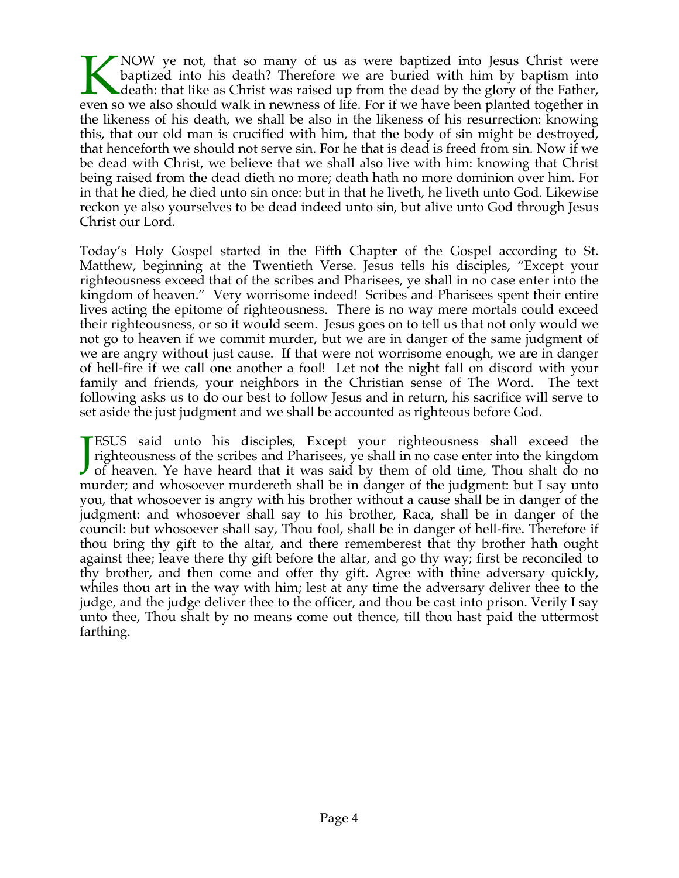KNOW ye not, that so many of us as were baptized into Jesus Christ were baptized into his death? Therefore we are buried with him by baptism into death: that like as Christ was raised up from the dead by the glory of the Father, even so we also should walk in newness of life. For if we have been planted together in the likeness of his death, we shall be also in the likeness of his resurrection: knowing this, that our old man is crucified with him, that the body of sin might be destroyed, that henceforth we should not serve sin. For he that is dead is freed from sin. Now if we be dead with Christ, we believe that we shall also live with him: knowing that Christ being raised from the dead dieth no more; death hath no more dominion over him. For in that he died, he died unto sin once: but in that he liveth, he liveth unto God. Likewise reckon ye also yourselves to be dead indeed unto sin, but alive unto God through Jesus Christ our Lord.

Today's Holy Gospel started in the Fifth Chapter of the Gospel according to St. Matthew, beginning at the Twentieth Verse. Jesus tells his disciples, "Except your righteousness exceed that of the scribes and Pharisees, ye shall in no case enter into the kingdom of heaven." Very worrisome indeed! Scribes and Pharisees spent their entire lives acting the epitome of righteousness. There is no way mere mortals could exceed their righteousness, or so it would seem. Jesus goes on to tell us that not only would we not go to heaven if we commit murder, but we are in danger of the same judgment of we are angry without just cause. If that were not worrisome enough, we are in danger of hell-fire if we call one another a fool! Let not the night fall on discord with your family and friends, your neighbors in the Christian sense of The Word. The text following asks us to do our best to follow Jesus and in return, his sacrifice will serve to set aside the just judgment and we shall be accounted as righteous before God.

JESUS said unto his disciples, Except your righteousness shall exceed the righteousness of the scribes and Pharisees, ye shall in no case enter into the kingdom of heaven. Ye have heard that it was said by them of old time, Thou shalt do no murder; and whosoever murdereth shall be in danger of the judgment: but I say unto you, that whosoever is angry with his brother without a cause shall be in danger of the judgment: and whosoever shall say to his brother, Raca, shall be in danger of the council: but whosoever shall say, Thou fool, shall be in danger of hell-fire. Therefore if thou bring thy gift to the altar, and there rememberest that thy brother hath ought against thee; leave there thy gift before the altar, and go thy way; first be reconciled to thy brother, and then come and offer thy gift. Agree with thine adversary quickly, whiles thou art in the way with him; lest at any time the adversary deliver thee to the judge, and the judge deliver thee to the officer, and thou be cast into prison. Verily I say unto thee, Thou shalt by no means come out thence, till thou hast paid the uttermost farthing.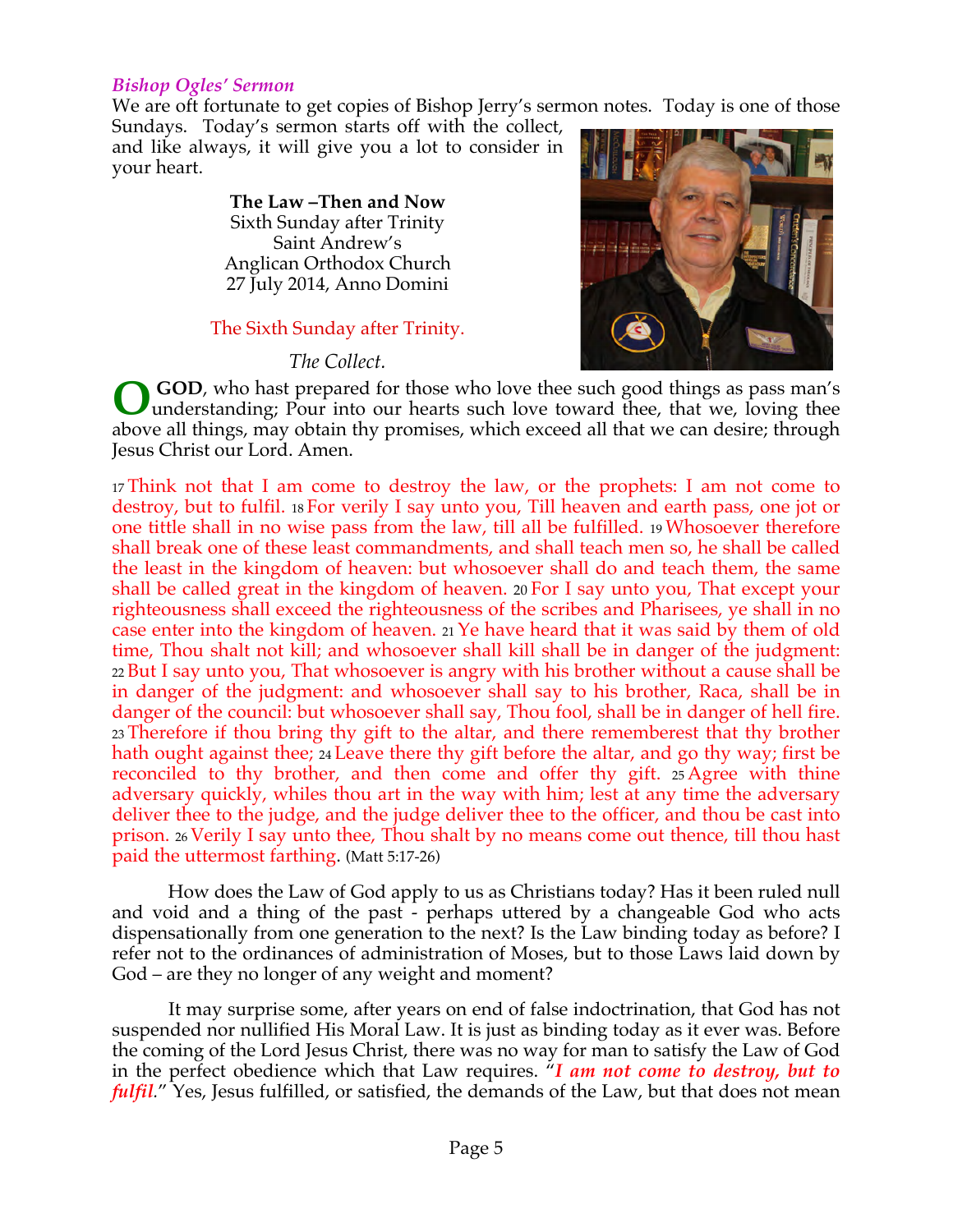## *Bishop Ogles' Sermon*

We are oft fortunate to get copies of Bishop Jerry's sermon notes. Today is one of those Sundays. Today's sermon starts off with the collect, and like always, it will give you a lot to consider in your heart.

**The Law –Then and Now**
Sixth Sunday after Trinity
Saint Andrew's
Anglican Orthodox Church
27 July 2014, Anno Domini

The Sixth Sunday after Trinity.

*The Collect.*

**O GOD**, who hast prepared for those who love thee such good things as pass man's understanding; Pour into our hearts such love toward thee, that we, loving thee above all things, may obtain thy promises, which exceed all that we can desire; through Jesus Christ our Lord. Amen.

17 Think not that I am come to destroy the law, or the prophets: I am not come to destroy, but to fulfil. 18 For verily I say unto you, Till heaven and earth pass, one jot or one tittle shall in no wise pass from the law, till all be fulfilled. 19 Whosoever therefore shall break one of these least commandments, and shall teach men so, he shall be called the least in the kingdom of heaven: but whosoever shall do and teach them, the same shall be called great in the kingdom of heaven. 20 For I say unto you, That except your righteousness shall exceed the righteousness of the scribes and Pharisees, ye shall in no case enter into the kingdom of heaven. 21 Ye have heard that it was said by them of old time, Thou shalt not kill; and whosoever shall kill shall be in danger of the judgment: 22 But I say unto you, That whosoever is angry with his brother without a cause shall be in danger of the judgment: and whosoever shall say to his brother, Raca, shall be in danger of the council: but whosoever shall say, Thou fool, shall be in danger of hell fire. 23 Therefore if thou bring thy gift to the altar, and there rememberest that thy brother hath ought against thee; 24 Leave there thy gift before the altar, and go thy way; first be reconciled to thy brother, and then come and offer thy gift. 25 Agree with thine adversary quickly, whiles thou art in the way with him; lest at any time the adversary deliver thee to the judge, and the judge deliver thee to the officer, and thou be cast into prison. 26 Verily I say unto thee, Thou shalt by no means come out thence, till thou hast paid the uttermost farthing. (Matt 5:17-26)

How does the Law of God apply to us as Christians today? Has it been ruled null and void and a thing of the past - perhaps uttered by a changeable God who acts dispensationally from one generation to the next? Is the Law binding today as before? I refer not to the ordinances of administration of Moses, but to those Laws laid down by God – are they no longer of any weight and moment?

It may surprise some, after years on end of false indoctrination, that God has not suspended nor nullified His Moral Law. It is just as binding today as it ever was. Before the coming of the Lord Jesus Christ, there was no way for man to satisfy the Law of God in the perfect obedience which that Law requires. "***I am not come to destroy, but to fulfil***." Yes, Jesus fulfilled, or satisfied, the demands of the Law, but that does not mean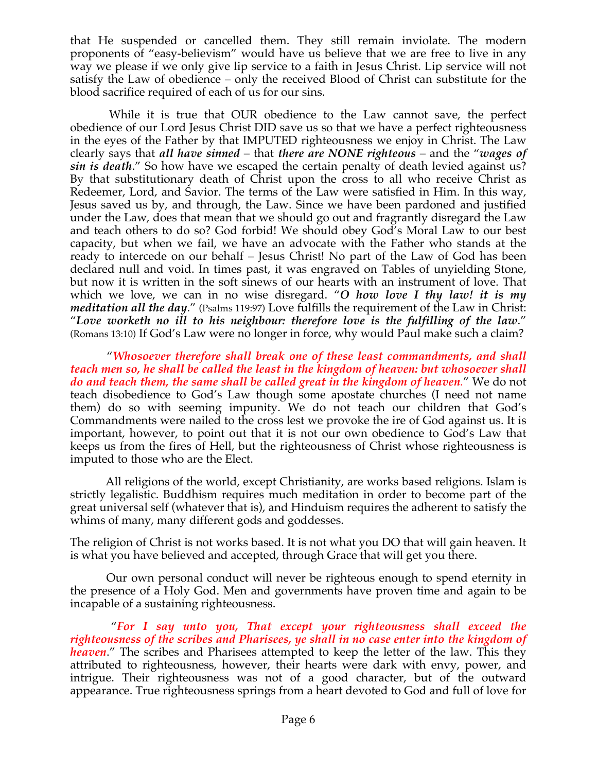that He suspended or cancelled them. They still remain inviolate. The modern proponents of "easy-believism" would have us believe that we are free to live in any way we please if we only give lip service to a faith in Jesus Christ. Lip service will not satisfy the Law of obedience – only the received Blood of Christ can substitute for the blood sacrifice required of each of us for our sins.

While it is true that OUR obedience to the Law cannot save, the perfect obedience of our Lord Jesus Christ DID save us so that we have a perfect righteousness in the eyes of the Father by that IMPUTED righteousness we enjoy in Christ. The Law clearly says that ***all have sinned*** – that ***there are NONE righteous*** – and the "***wages of sin is death***." So how have we escaped the certain penalty of death levied against us? By that substitutionary death of Christ upon the cross to all who receive Christ as Redeemer, Lord, and Savior. The terms of the Law were satisfied in Him. In this way, Jesus saved us by, and through, the Law. Since we have been pardoned and justified under the Law, does that mean that we should go out and fragrantly disregard the Law and teach others to do so? God forbid! We should obey God's Moral Law to our best capacity, but when we fail, we have an advocate with the Father who stands at the ready to intercede on our behalf – Jesus Christ! No part of the Law of God has been declared null and void. In times past, it was engraved on Tables of unyielding Stone, but now it is written in the soft sinews of our hearts with an instrument of love. That which we love, we can in no wise disregard. "***O how love I thy law! it is my meditation all the day***." (Psalms 119:97) Love fulfills the requirement of the Law in Christ: "***Love worketh no ill to his neighbour: therefore love is the fulfilling of the law***." (Romans 13:10) If God's Law were no longer in force, why would Paul make such a claim?

"***Whosoever therefore shall break one of these least commandments, and shall teach men so, he shall be called the least in the kingdom of heaven: but whosoever shall do and teach them, the same shall be called great in the kingdom of heaven***." We do not teach disobedience to God's Law though some apostate churches (I need not name them) do so with seeming impunity. We do not teach our children that God's Commandments were nailed to the cross lest we provoke the ire of God against us. It is important, however, to point out that it is not our own obedience to God's Law that keeps us from the fires of Hell, but the righteousness of Christ whose righteousness is imputed to those who are the Elect.

All religions of the world, except Christianity, are works based religions. Islam is strictly legalistic. Buddhism requires much meditation in order to become part of the great universal self (whatever that is), and Hinduism requires the adherent to satisfy the whims of many, many different gods and goddesses.

The religion of Christ is not works based. It is not what you DO that will gain heaven. It is what you have believed and accepted, through Grace that will get you there.

Our own personal conduct will never be righteous enough to spend eternity in the presence of a Holy God. Men and governments have proven time and again to be incapable of a sustaining righteousness.

"***For I say unto you, That except your righteousness shall exceed the righteousness of the scribes and Pharisees, ye shall in no case enter into the kingdom of heaven***." The scribes and Pharisees attempted to keep the letter of the law. This they attributed to righteousness, however, their hearts were dark with envy, power, and intrigue. Their righteousness was not of a good character, but of the outward appearance. True righteousness springs from a heart devoted to God and full of love for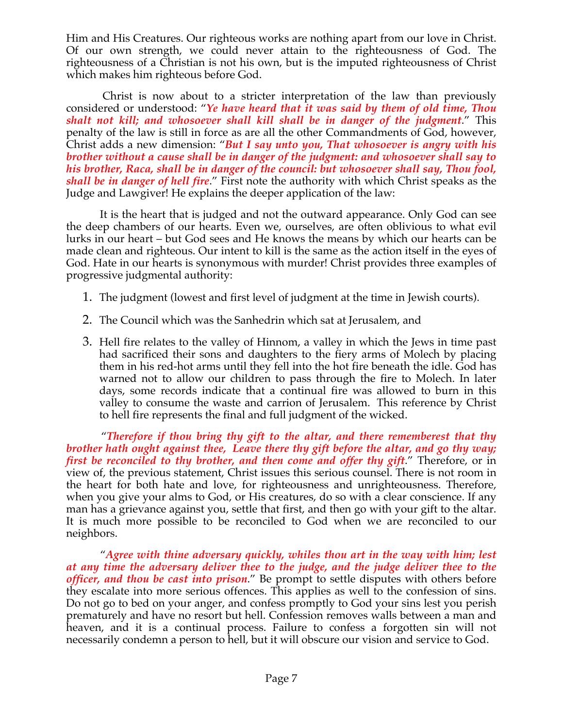Him and His Creatures. Our righteous works are nothing apart from our love in Christ. Of our own strength, we could never attain to the righteousness of God. The righteousness of a Christian is not his own, but is the imputed righteousness of Christ which makes him righteous before God.

Christ is now about to a stricter interpretation of the law than previously considered or understood: "***Ye have heard that it was said by them of old time, Thou shalt not kill; and whosoever shall kill shall be in danger of the judgment***." This penalty of the law is still in force as are all the other Commandments of God, however, Christ adds a new dimension: "***But I say unto you, That whosoever is angry with his brother without a cause shall be in danger of the judgment: and whosoever shall say to his brother, Raca, shall be in danger of the council: but whosoever shall say, Thou fool, shall be in danger of hell fire***." First note the authority with which Christ speaks as the Judge and Lawgiver! He explains the deeper application of the law:

It is the heart that is judged and not the outward appearance. Only God can see the deep chambers of our hearts. Even we, ourselves, are often oblivious to what evil lurks in our heart – but God sees and He knows the means by which our hearts can be made clean and righteous. Our intent to kill is the same as the action itself in the eyes of God. Hate in our hearts is synonymous with murder! Christ provides three examples of progressive judgmental authority:

1. The judgment (lowest and first level of judgment at the time in Jewish courts).
2. The Council which was the Sanhedrin which sat at Jerusalem, and
3. Hell fire relates to the valley of Hinnom, a valley in which the Jews in time past had sacrificed their sons and daughters to the fiery arms of Molech by placing them in his red-hot arms until they fell into the hot fire beneath the idle. God has warned not to allow our children to pass through the fire to Molech. In later days, some records indicate that a continual fire was allowed to burn in this valley to consume the waste and carrion of Jerusalem. This reference by Christ to hell fire represents the final and full judgment of the wicked.

"***Therefore if thou bring thy gift to the altar, and there rememberest that thy brother hath ought against thee, Leave there thy gift before the altar, and go thy way; first be reconciled to thy brother, and then come and offer thy gift***." Therefore, or in view of, the previous statement, Christ issues this serious counsel. There is not room in the heart for both hate and love, for righteousness and unrighteousness. Therefore, when you give your alms to God, or His creatures, do so with a clear conscience. If any man has a grievance against you, settle that first, and then go with your gift to the altar. It is much more possible to be reconciled to God when we are reconciled to our neighbors.

"***Agree with thine adversary quickly, whiles thou art in the way with him; lest at any time the adversary deliver thee to the judge, and the judge deliver thee to the officer, and thou be cast into prison***." Be prompt to settle disputes with others before they escalate into more serious offences. This applies as well to the confession of sins. Do not go to bed on your anger, and confess promptly to God your sins lest you perish prematurely and have no resort but hell. Confession removes walls between a man and heaven, and it is a continual process. Failure to confess a forgotten sin will not necessarily condemn a person to hell, but it will obscure our vision and service to God.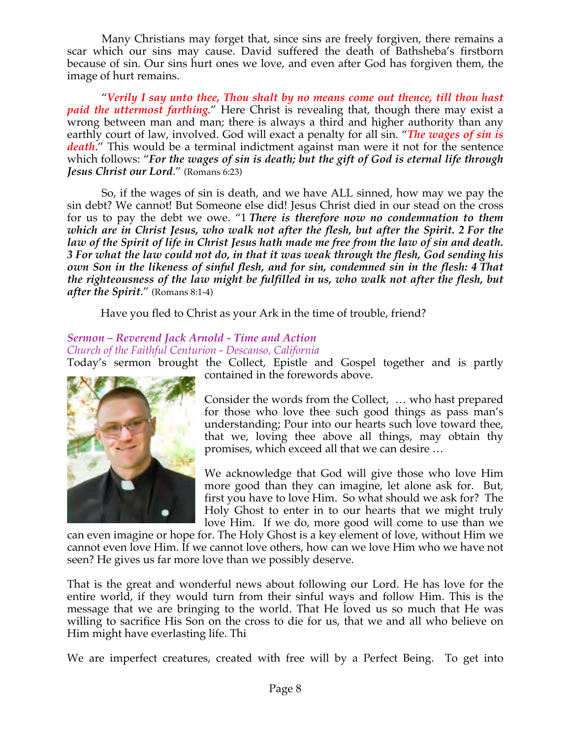Many Christians may forget that, since sins are freely forgiven, there remains a scar which our sins may cause. David suffered the death of Bathsheba's firstborn because of sin. Our sins hurt ones we love, and even after God has forgiven them, the image of hurt remains.

"***Verily I say unto thee, Thou shalt by no means come out thence, till thou hast paid the uttermost farthing.***" Here Christ is revealing that, though there may exist a wrong between man and man; there is always a third and higher authority than any earthly court of law, involved. God will exact a penalty for all sin. "***The wages of sin is death***." This would be a terminal indictment against man were it not for the sentence which follows: "***For the wages of sin is death; but the gift of God is eternal life through Jesus Christ our Lord***." (Romans 6:23)

So, if the wages of sin is death, and we have ALL sinned, how may we pay the sin debt? We cannot! But Someone else did! Jesus Christ died in our stead on the cross for us to pay the debt we owe. "1 ***There is therefore now no condemnation to them which are in Christ Jesus, who walk not after the flesh, but after the Spirit. 2 For the law of the Spirit of life in Christ Jesus hath made me free from the law of sin and death. 3 For what the law could not do, in that it was weak through the flesh, God sending his own Son in the likeness of sinful flesh, and for sin, condemned sin in the flesh: 4 That the righteousness of the law might be fulfilled in us, who walk not after the flesh, but after the Spirit***." (Romans 8:1-4)

Have you fled to Christ as your Ark in the time of trouble, friend?

### *Sermon – Reverend Jack Arnold - Time and Action*
*Church of the Faithful Centurion - Descanso, California*

Today's sermon brought the Collect, Epistle and Gospel together and is partly contained in the forewords above.

Consider the words from the Collect, … who hast prepared for those who love thee such good things as pass man's understanding; Pour into our hearts such love toward thee, that we, loving thee above all things, may obtain thy promises, which exceed all that we can desire …

We acknowledge that God will give those who love Him more good than they can imagine, let alone ask for. But, first you have to love Him. So what should we ask for? The Holy Ghost to enter in to our hearts that we might truly love Him. If we do, more good will come to use than we can even imagine or hope for. The Holy Ghost is a key element of love, without Him we cannot even love Him. If we cannot love others, how can we love Him who we have not seen? He gives us far more love than we possibly deserve.

That is the great and wonderful news about following our Lord. He has love for the entire world, if they would turn from their sinful ways and follow Him. This is the message that we are bringing to the world. That He loved us so much that He was willing to sacrifice His Son on the cross to die for us, that we and all who believe on Him might have everlasting life. Thi

We are imperfect creatures, created with free will by a Perfect Being. To get into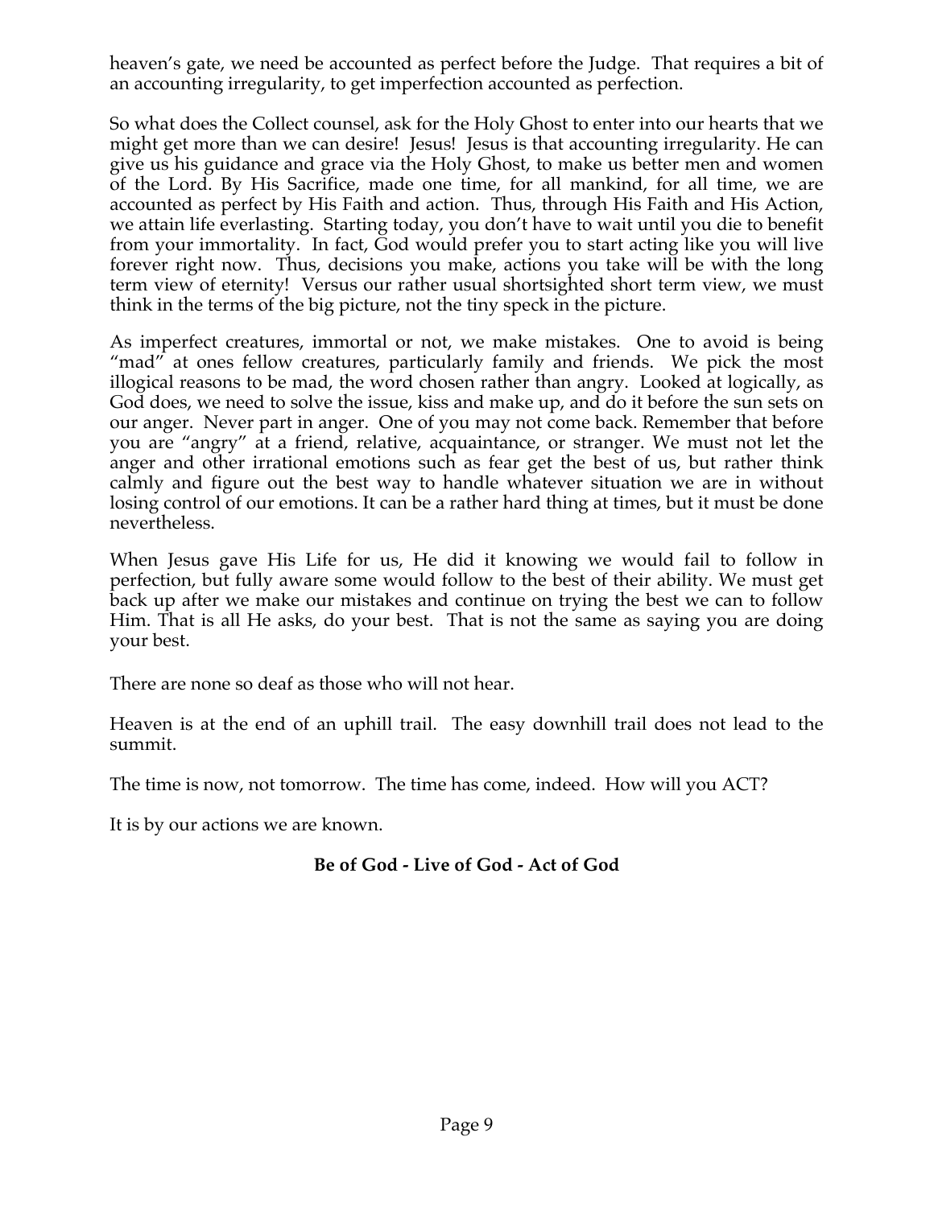heaven's gate, we need be accounted as perfect before the Judge. That requires a bit of an accounting irregularity, to get imperfection accounted as perfection.

So what does the Collect counsel, ask for the Holy Ghost to enter into our hearts that we might get more than we can desire! Jesus! Jesus is that accounting irregularity. He can give us his guidance and grace via the Holy Ghost, to make us better men and women of the Lord. By His Sacrifice, made one time, for all mankind, for all time, we are accounted as perfect by His Faith and action. Thus, through His Faith and His Action, we attain life everlasting. Starting today, you don't have to wait until you die to benefit from your immortality. In fact, God would prefer you to start acting like you will live forever right now. Thus, decisions you make, actions you take will be with the long term view of eternity! Versus our rather usual shortsighted short term view, we must think in the terms of the big picture, not the tiny speck in the picture.

As imperfect creatures, immortal or not, we make mistakes. One to avoid is being "mad" at ones fellow creatures, particularly family and friends. We pick the most illogical reasons to be mad, the word chosen rather than angry. Looked at logically, as God does, we need to solve the issue, kiss and make up, and do it before the sun sets on our anger. Never part in anger. One of you may not come back. Remember that before you are "angry" at a friend, relative, acquaintance, or stranger. We must not let the anger and other irrational emotions such as fear get the best of us, but rather think calmly and figure out the best way to handle whatever situation we are in without losing control of our emotions. It can be a rather hard thing at times, but it must be done nevertheless.

When Jesus gave His Life for us, He did it knowing we would fail to follow in perfection, but fully aware some would follow to the best of their ability. We must get back up after we make our mistakes and continue on trying the best we can to follow Him. That is all He asks, do your best. That is not the same as saying you are doing your best.

There are none so deaf as those who will not hear.

Heaven is at the end of an uphill trail. The easy downhill trail does not lead to the summit.

The time is now, not tomorrow. The time has come, indeed. How will you ACT?

It is by our actions we are known.

**Be of God - Live of God - Act of God**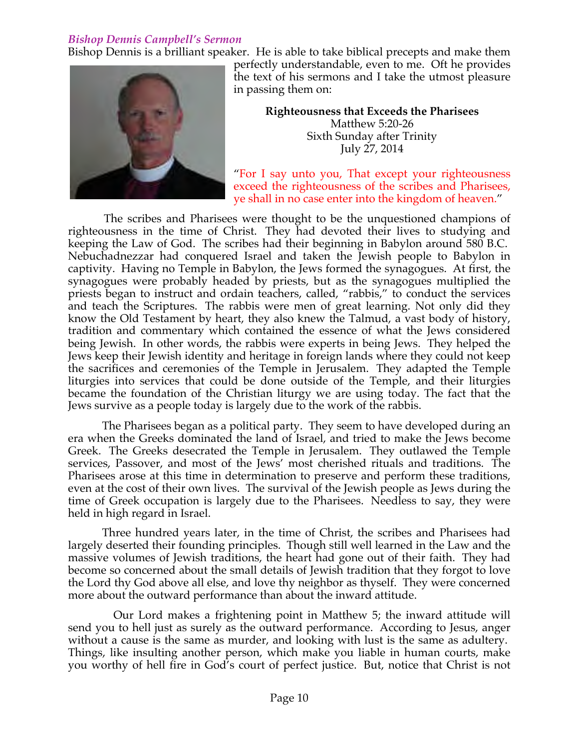### *Bishop Dennis Campbell's Sermon*

Bishop Dennis is a brilliant speaker. He is able to take biblical precepts and make them perfectly understandable, even to me. Oft he provides the text of his sermons and I take the utmost pleasure in passing them on:

**Righteousness that Exceeds the Pharisees**
Matthew 5:20-26
Sixth Sunday after Trinity
July 27, 2014

"For I say unto you, That except your righteousness exceed the righteousness of the scribes and Pharisees, ye shall in no case enter into the kingdom of heaven."

The scribes and Pharisees were thought to be the unquestioned champions of righteousness in the time of Christ. They had devoted their lives to studying and keeping the Law of God. The scribes had their beginning in Babylon around 580 B.C. Nebuchadnezzar had conquered Israel and taken the Jewish people to Babylon in captivity. Having no Temple in Babylon, the Jews formed the synagogues. At first, the synagogues were probably headed by priests, but as the synagogues multiplied the priests began to instruct and ordain teachers, called, "rabbis," to conduct the services and teach the Scriptures. The rabbis were men of great learning. Not only did they know the Old Testament by heart, they also knew the Talmud, a vast body of history, tradition and commentary which contained the essence of what the Jews considered being Jewish. In other words, the rabbis were experts in being Jews. They helped the Jews keep their Jewish identity and heritage in foreign lands where they could not keep the sacrifices and ceremonies of the Temple in Jerusalem. They adapted the Temple liturgies into services that could be done outside of the Temple, and their liturgies became the foundation of the Christian liturgy we are using today. The fact that the Jews survive as a people today is largely due to the work of the rabbis.

The Pharisees began as a political party. They seem to have developed during an era when the Greeks dominated the land of Israel, and tried to make the Jews become Greek. The Greeks desecrated the Temple in Jerusalem. They outlawed the Temple services, Passover, and most of the Jews' most cherished rituals and traditions. The Pharisees arose at this time in determination to preserve and perform these traditions, even at the cost of their own lives. The survival of the Jewish people as Jews during the time of Greek occupation is largely due to the Pharisees. Needless to say, they were held in high regard in Israel.

Three hundred years later, in the time of Christ, the scribes and Pharisees had largely deserted their founding principles. Though still well learned in the Law and the massive volumes of Jewish traditions, the heart had gone out of their faith. They had become so concerned about the small details of Jewish tradition that they forgot to love the Lord thy God above all else, and love thy neighbor as thyself. They were concerned more about the outward performance than about the inward attitude.

Our Lord makes a frightening point in Matthew 5; the inward attitude will send you to hell just as surely as the outward performance. According to Jesus, anger without a cause is the same as murder, and looking with lust is the same as adultery. Things, like insulting another person, which make you liable in human courts, make you worthy of hell fire in God's court of perfect justice. But, notice that Christ is not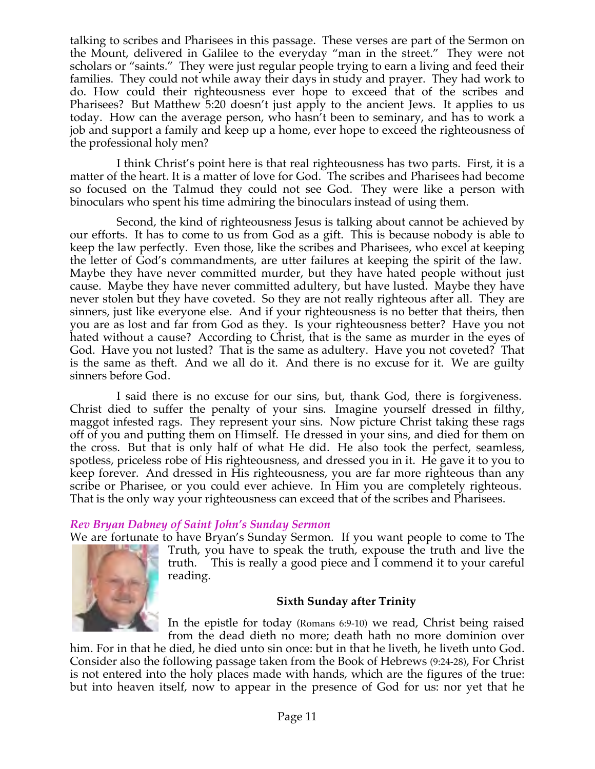talking to scribes and Pharisees in this passage. These verses are part of the Sermon on the Mount, delivered in Galilee to the everyday "man in the street." They were not scholars or "saints." They were just regular people trying to earn a living and feed their families. They could not while away their days in study and prayer. They had work to do. How could their righteousness ever hope to exceed that of the scribes and Pharisees? But Matthew 5:20 doesn't just apply to the ancient Jews. It applies to us today. How can the average person, who hasn't been to seminary, and has to work a job and support a family and keep up a home, ever hope to exceed the righteousness of the professional holy men?

I think Christ's point here is that real righteousness has two parts. First, it is a matter of the heart. It is a matter of love for God. The scribes and Pharisees had become so focused on the Talmud they could not see God. They were like a person with binoculars who spent his time admiring the binoculars instead of using them.

Second, the kind of righteousness Jesus is talking about cannot be achieved by our efforts. It has to come to us from God as a gift. This is because nobody is able to keep the law perfectly. Even those, like the scribes and Pharisees, who excel at keeping the letter of God's commandments, are utter failures at keeping the spirit of the law. Maybe they have never committed murder, but they have hated people without just cause. Maybe they have never committed adultery, but have lusted. Maybe they have never stolen but they have coveted. So they are not really righteous after all. They are sinners, just like everyone else. And if your righteousness is no better that theirs, then you are as lost and far from God as they. Is your righteousness better? Have you not hated without a cause? According to Christ, that is the same as murder in the eyes of God. Have you not lusted? That is the same as adultery. Have you not coveted? That is the same as theft. And we all do it. And there is no excuse for it. We are guilty sinners before God.

I said there is no excuse for our sins, but, thank God, there is forgiveness. Christ died to suffer the penalty of your sins. Imagine yourself dressed in filthy, maggot infested rags. They represent your sins. Now picture Christ taking these rags off of you and putting them on Himself. He dressed in your sins, and died for them on the cross. But that is only half of what He did. He also took the perfect, seamless, spotless, priceless robe of His righteousness, and dressed you in it. He gave it to you to keep forever. And dressed in His righteousness, you are far more righteous than any scribe or Pharisee, or you could ever achieve. In Him you are completely righteous. That is the only way your righteousness can exceed that of the scribes and Pharisees.

### *Rev Bryan Dabney of Saint John's Sunday Sermon*

We are fortunate to have Bryan's Sunday Sermon. If you want people to come to The Truth, you have to speak the truth, expouse the truth and live the truth. This is really a good piece and I commend it to your careful reading.

**Sixth Sunday after Trinity**

In the epistle for today (Romans 6:9-10) we read, Christ being raised from the dead dieth no more; death hath no more dominion over him. For in that he died, he died unto sin once: but in that he liveth, he liveth unto God. Consider also the following passage taken from the Book of Hebrews (9:24-28), For Christ is not entered into the holy places made with hands, which are the figures of the true: but into heaven itself, now to appear in the presence of God for us: nor yet that he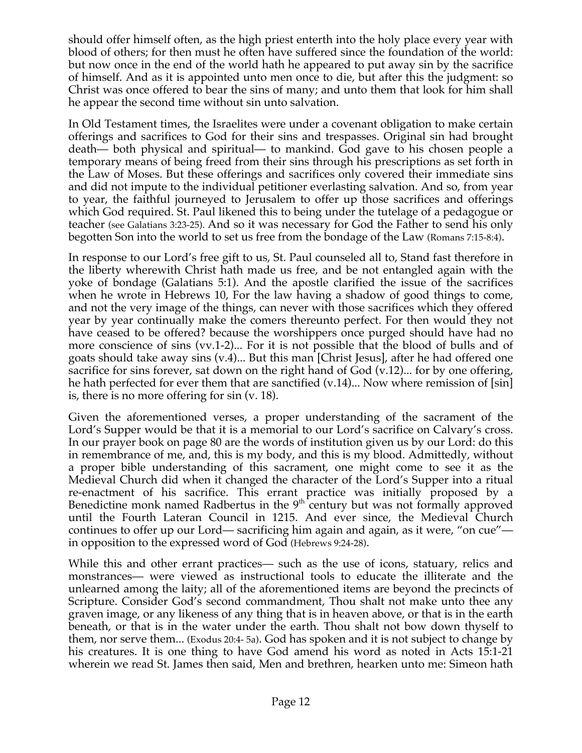should offer himself often, as the high priest enterth into the holy place every year with blood of others; for then must he often have suffered since the foundation of the world: but now once in the end of the world hath he appeared to put away sin by the sacrifice of himself. And as it is appointed unto men once to die, but after this the judgment: so Christ was once offered to bear the sins of many; and unto them that look for him shall he appear the second time without sin unto salvation.

In Old Testament times, the Israelites were under a covenant obligation to make certain offerings and sacrifices to God for their sins and trespasses. Original sin had brought death— both physical and spiritual— to mankind. God gave to his chosen people a temporary means of being freed from their sins through his prescriptions as set forth in the Law of Moses. But these offerings and sacrifices only covered their immediate sins and did not impute to the individual petitioner everlasting salvation. And so, from year to year, the faithful journeyed to Jerusalem to offer up those sacrifices and offerings which God required. St. Paul likened this to being under the tutelage of a pedagogue or teacher (see Galatians 3:23-25). And so it was necessary for God the Father to send his only begotten Son into the world to set us free from the bondage of the Law (Romans 7:15-8:4).

In response to our Lord's free gift to us, St. Paul counseled all to, Stand fast therefore in the liberty wherewith Christ hath made us free, and be not entangled again with the yoke of bondage (Galatians 5:1). And the apostle clarified the issue of the sacrifices when he wrote in Hebrews 10, For the law having a shadow of good things to come, and not the very image of the things, can never with those sacrifices which they offered year by year continually make the comers thereunto perfect. For then would they not have ceased to be offered? because the worshippers once purged should have had no more conscience of sins (vv.1-2)... For it is not possible that the blood of bulls and of goats should take away sins (v.4)... But this man [Christ Jesus], after he had offered one sacrifice for sins forever, sat down on the right hand of God (v.12)... for by one offering, he hath perfected for ever them that are sanctified (v.14)... Now where remission of [sin] is, there is no more offering for sin (v. 18).

Given the aforementioned verses, a proper understanding of the sacrament of the Lord's Supper would be that it is a memorial to our Lord's sacrifice on Calvary's cross. In our prayer book on page 80 are the words of institution given us by our Lord: do this in remembrance of me, and, this is my body, and this is my blood. Admittedly, without a proper bible understanding of this sacrament, one might come to see it as the Medieval Church did when it changed the character of the Lord's Supper into a ritual re-enactment of his sacrifice. This errant practice was initially proposed by a Benedictine monk named Radbertus in the 9th century but was not formally approved until the Fourth Lateran Council in 1215. And ever since, the Medieval Church continues to offer up our Lord— sacrificing him again and again, as it were, "on cue"— in opposition to the expressed word of God (Hebrews 9:24-28).

While this and other errant practices— such as the use of icons, statuary, relics and monstrances— were viewed as instructional tools to educate the illiterate and the unlearned among the laity; all of the aforementioned items are beyond the precincts of Scripture. Consider God's second commandment, Thou shalt not make unto thee any graven image, or any likeness of any thing that is in heaven above, or that is in the earth beneath, or that is in the water under the earth. Thou shalt not bow down thyself to them, nor serve them... (Exodus 20:4- 5a). God has spoken and it is not subject to change by his creatures. It is one thing to have God amend his word as noted in Acts 15:1-21 wherein we read St. James then said, Men and brethren, hearken unto me: Simeon hath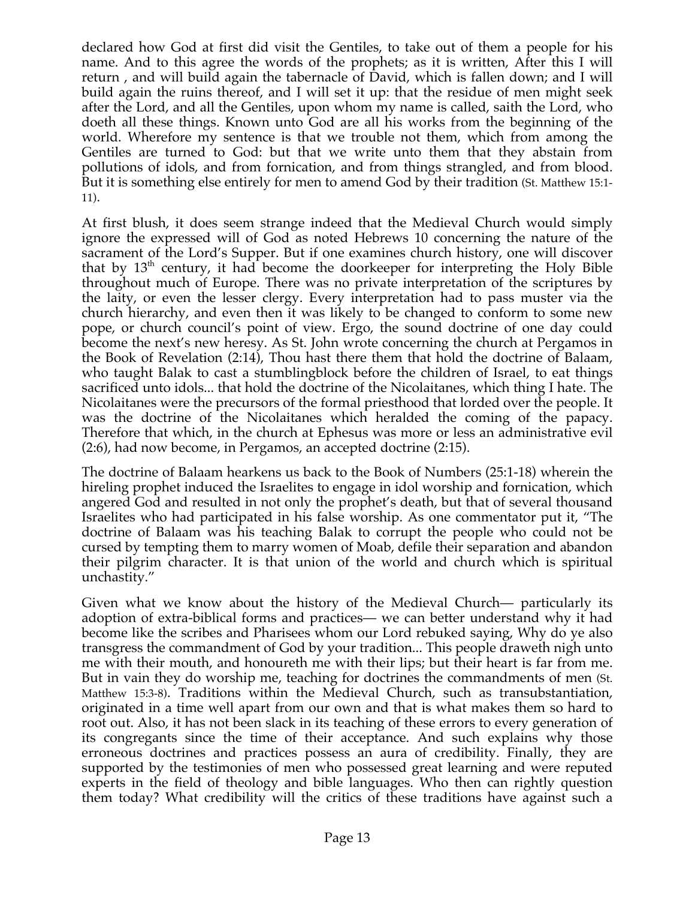declared how God at first did visit the Gentiles, to take out of them a people for his name. And to this agree the words of the prophets; as it is written, After this I will return , and will build again the tabernacle of David, which is fallen down; and I will build again the ruins thereof, and I will set it up: that the residue of men might seek after the Lord, and all the Gentiles, upon whom my name is called, saith the Lord, who doeth all these things. Known unto God are all his works from the beginning of the world. Wherefore my sentence is that we trouble not them, which from among the Gentiles are turned to God: but that we write unto them that they abstain from pollutions of idols, and from fornication, and from things strangled, and from blood. But it is something else entirely for men to amend God by their tradition (St. Matthew 15:1-11).

At first blush, it does seem strange indeed that the Medieval Church would simply ignore the expressed will of God as noted Hebrews 10 concerning the nature of the sacrament of the Lord's Supper. But if one examines church history, one will discover that by 13th century, it had become the doorkeeper for interpreting the Holy Bible throughout much of Europe. There was no private interpretation of the scriptures by the laity, or even the lesser clergy. Every interpretation had to pass muster via the church hierarchy, and even then it was likely to be changed to conform to some new pope, or church council's point of view. Ergo, the sound doctrine of one day could become the next's new heresy. As St. John wrote concerning the church at Pergamos in the Book of Revelation (2:14), Thou hast there them that hold the doctrine of Balaam, who taught Balak to cast a stumblingblock before the children of Israel, to eat things sacrificed unto idols... that hold the doctrine of the Nicolaitanes, which thing I hate. The Nicolaitanes were the precursors of the formal priesthood that lorded over the people. It was the doctrine of the Nicolaitanes which heralded the coming of the papacy. Therefore that which, in the church at Ephesus was more or less an administrative evil (2:6), had now become, in Pergamos, an accepted doctrine (2:15).

The doctrine of Balaam hearkens us back to the Book of Numbers (25:1-18) wherein the hireling prophet induced the Israelites to engage in idol worship and fornication, which angered God and resulted in not only the prophet's death, but that of several thousand Israelites who had participated in his false worship. As one commentator put it, "The doctrine of Balaam was his teaching Balak to corrupt the people who could not be cursed by tempting them to marry women of Moab, defile their separation and abandon their pilgrim character. It is that union of the world and church which is spiritual unchastity."

Given what we know about the history of the Medieval Church— particularly its adoption of extra-biblical forms and practices— we can better understand why it had become like the scribes and Pharisees whom our Lord rebuked saying, Why do ye also transgress the commandment of God by your tradition... This people draweth nigh unto me with their mouth, and honoureth me with their lips; but their heart is far from me. But in vain they do worship me, teaching for doctrines the commandments of men (St. Matthew 15:3-8). Traditions within the Medieval Church, such as transubstantiation, originated in a time well apart from our own and that is what makes them so hard to root out. Also, it has not been slack in its teaching of these errors to every generation of its congregants since the time of their acceptance. And such explains why those erroneous doctrines and practices possess an aura of credibility. Finally, they are supported by the testimonies of men who possessed great learning and were reputed experts in the field of theology and bible languages. Who then can rightly question them today? What credibility will the critics of these traditions have against such a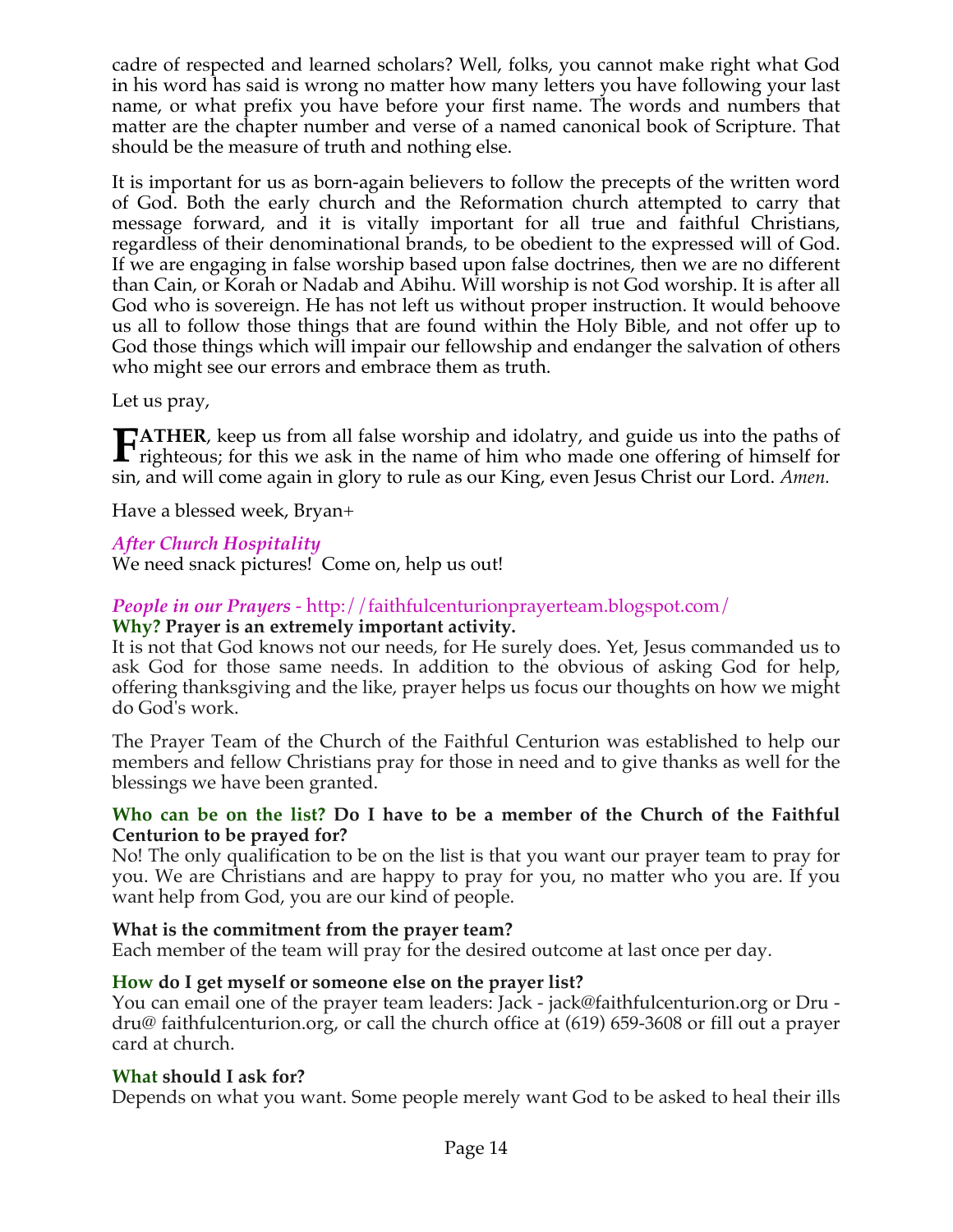cadre of respected and learned scholars? Well, folks, you cannot make right what God in his word has said is wrong no matter how many letters you have following your last name, or what prefix you have before your first name. The words and numbers that matter are the chapter number and verse of a named canonical book of Scripture. That should be the measure of truth and nothing else.

It is important for us as born-again believers to follow the precepts of the written word of God. Both the early church and the Reformation church attempted to carry that message forward, and it is vitally important for all true and faithful Christians, regardless of their denominational brands, to be obedient to the expressed will of God. If we are engaging in false worship based upon false doctrines, then we are no different than Cain, or Korah or Nadab and Abihu. Will worship is not God worship. It is after all God who is sovereign. He has not left us without proper instruction. It would behoove us all to follow those things that are found within the Holy Bible, and not offer up to God those things which will impair our fellowship and endanger the salvation of others who might see our errors and embrace them as truth.

Let us pray,

**FATHER**, keep us from all false worship and idolatry, and guide us into the paths of righteous; for this we ask in the name of him who made one offering of himself for sin, and will come again in glory to rule as our King, even Jesus Christ our Lord. *Amen.*

Have a blessed week, Bryan+

### *After Church Hospitality*

We need snack pictures! Come on, help us out!

### *People in our Prayers* - http://faithfulcenturionprayerteam.blogspot.com/

**Why? Prayer is an extremely important activity.**

It is not that God knows not our needs, for He surely does. Yet, Jesus commanded us to ask God for those same needs. In addition to the obvious of asking God for help, offering thanksgiving and the like, prayer helps us focus our thoughts on how we might do God's work.

The Prayer Team of the Church of the Faithful Centurion was established to help our members and fellow Christians pray for those in need and to give thanks as well for the blessings we have been granted.

**Who can be on the list? Do I have to be a member of the Church of the Faithful Centurion to be prayed for?**

No! The only qualification to be on the list is that you want our prayer team to pray for you. We are Christians and are happy to pray for you, no matter who you are. If you want help from God, you are our kind of people.

**What is the commitment from the prayer team?**

Each member of the team will pray for the desired outcome at last once per day.

**How do I get myself or someone else on the prayer list?**

You can email one of the prayer team leaders: Jack - jack@faithfulcenturion.org or Dru - dru@ faithfulcenturion.org, or call the church office at (619) 659-3608 or fill out a prayer card at church.

**What should I ask for?**

Depends on what you want. Some people merely want God to be asked to heal their ills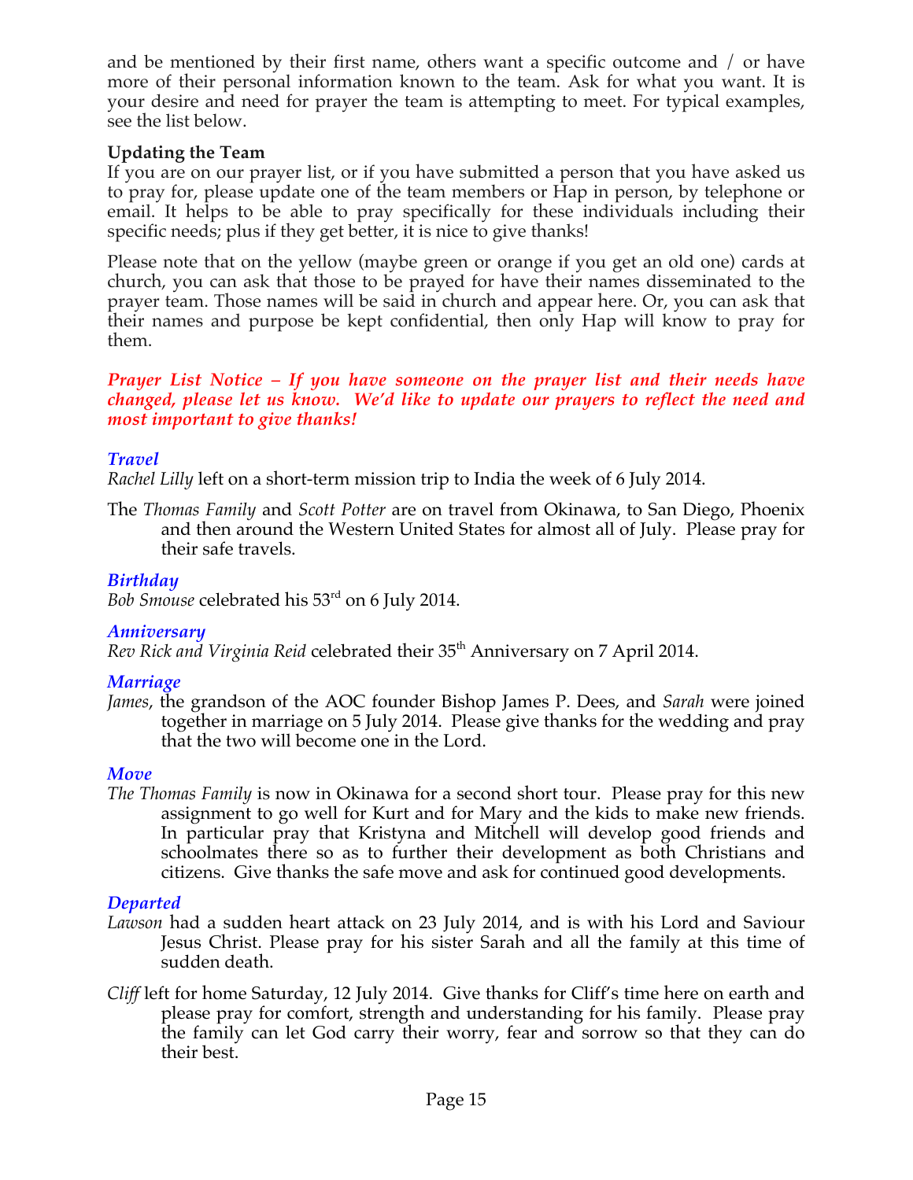and be mentioned by their first name, others want a specific outcome and / or have more of their personal information known to the team. Ask for what you want. It is your desire and need for prayer the team is attempting to meet. For typical examples, see the list below.

**Updating the Team**

If you are on our prayer list, or if you have submitted a person that you have asked us to pray for, please update one of the team members or Hap in person, by telephone or email. It helps to be able to pray specifically for these individuals including their specific needs; plus if they get better, it is nice to give thanks!

Please note that on the yellow (maybe green or orange if you get an old one) cards at church, you can ask that those to be prayed for have their names disseminated to the prayer team. Those names will be said in church and appear here. Or, you can ask that their names and purpose be kept confidential, then only Hap will know to pray for them.

***Prayer List Notice – If you have someone on the prayer list and their needs have changed, please let us know. We'd like to update our prayers to reflect the need and most important to give thanks!***

### *Travel*

*Rachel Lilly* left on a short-term mission trip to India the week of 6 July 2014.

The *Thomas Family* and *Scott Potter* are on travel from Okinawa, to San Diego, Phoenix and then around the Western United States for almost all of July. Please pray for their safe travels.

### *Birthday*

*Bob Smouse* celebrated his 53rd on 6 July 2014.

### *Anniversary*

*Rev Rick and Virginia Reid* celebrated their 35th Anniversary on 7 April 2014.

### *Marriage*

*James*, the grandson of the AOC founder Bishop James P. Dees, and *Sarah* were joined together in marriage on 5 July 2014. Please give thanks for the wedding and pray that the two will become one in the Lord.

### *Move*

*The Thomas Family* is now in Okinawa for a second short tour. Please pray for this new assignment to go well for Kurt and for Mary and the kids to make new friends. In particular pray that Kristyna and Mitchell will develop good friends and schoolmates there so as to further their development as both Christians and citizens. Give thanks the safe move and ask for continued good developments.

### *Departed*

*Lawson* had a sudden heart attack on 23 July 2014, and is with his Lord and Saviour Jesus Christ. Please pray for his sister Sarah and all the family at this time of sudden death.

*Cliff* left for home Saturday, 12 July 2014. Give thanks for Cliff's time here on earth and please pray for comfort, strength and understanding for his family. Please pray the family can let God carry their worry, fear and sorrow so that they can do their best.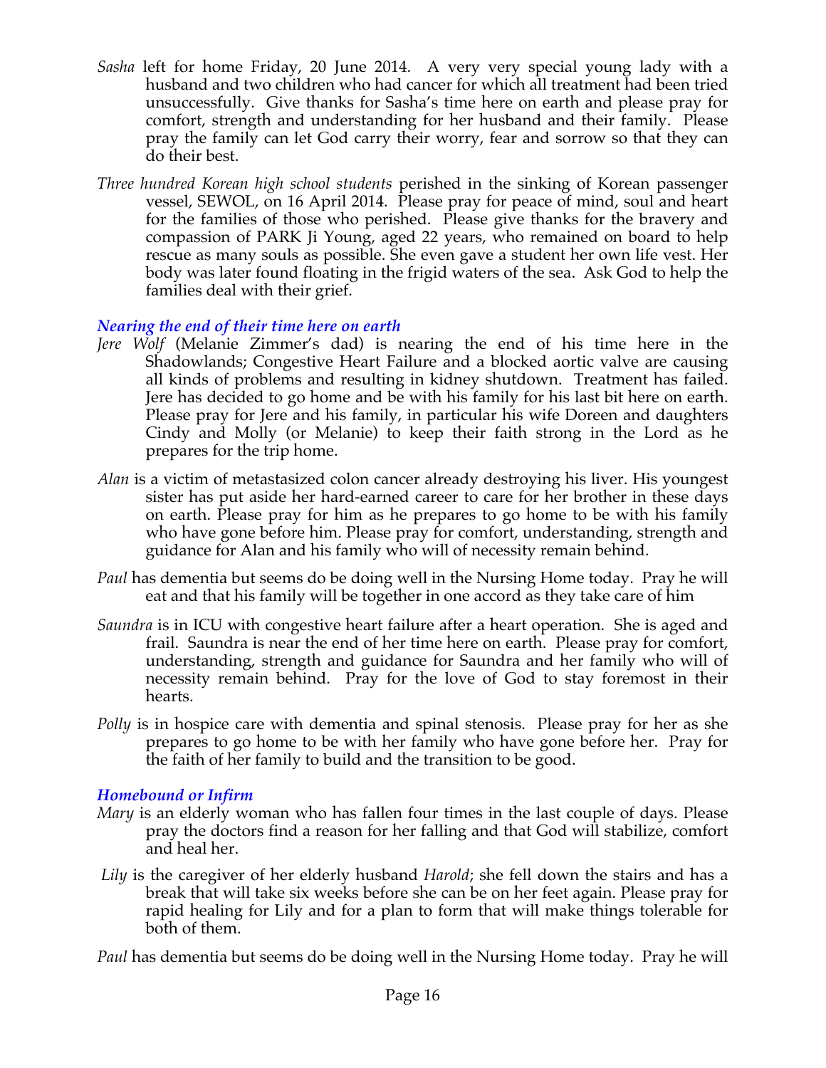*Sasha* left for home Friday, 20 June 2014. A very very special young lady with a husband and two children who had cancer for which all treatment had been tried unsuccessfully. Give thanks for Sasha's time here on earth and please pray for comfort, strength and understanding for her husband and their family. Please pray the family can let God carry their worry, fear and sorrow so that they can do their best.

*Three hundred Korean high school students* perished in the sinking of Korean passenger vessel, SEWOL, on 16 April 2014. Please pray for peace of mind, soul and heart for the families of those who perished. Please give thanks for the bravery and compassion of PARK Ji Young, aged 22 years, who remained on board to help rescue as many souls as possible. She even gave a student her own life vest. Her body was later found floating in the frigid waters of the sea. Ask God to help the families deal with their grief.

### *Nearing the end of their time here on earth*

*Jere Wolf* (Melanie Zimmer's dad) is nearing the end of his time here in the Shadowlands; Congestive Heart Failure and a blocked aortic valve are causing all kinds of problems and resulting in kidney shutdown. Treatment has failed. Jere has decided to go home and be with his family for his last bit here on earth. Please pray for Jere and his family, in particular his wife Doreen and daughters Cindy and Molly (or Melanie) to keep their faith strong in the Lord as he prepares for the trip home.

*Alan* is a victim of metastasized colon cancer already destroying his liver. His youngest sister has put aside her hard-earned career to care for her brother in these days on earth. Please pray for him as he prepares to go home to be with his family who have gone before him. Please pray for comfort, understanding, strength and guidance for Alan and his family who will of necessity remain behind.

*Paul* has dementia but seems do be doing well in the Nursing Home today. Pray he will eat and that his family will be together in one accord as they take care of him

*Saundra* is in ICU with congestive heart failure after a heart operation. She is aged and frail. Saundra is near the end of her time here on earth. Please pray for comfort, understanding, strength and guidance for Saundra and her family who will of necessity remain behind. Pray for the love of God to stay foremost in their hearts.

*Polly* is in hospice care with dementia and spinal stenosis. Please pray for her as she prepares to go home to be with her family who have gone before her. Pray for the faith of her family to build and the transition to be good.

### *Homebound or Infirm*

*Mary* is an elderly woman who has fallen four times in the last couple of days. Please pray the doctors find a reason for her falling and that God will stabilize, comfort and heal her.

*Lily* is the caregiver of her elderly husband *Harold*; she fell down the stairs and has a break that will take six weeks before she can be on her feet again. Please pray for rapid healing for Lily and for a plan to form that will make things tolerable for both of them.

*Paul* has dementia but seems do be doing well in the Nursing Home today. Pray he will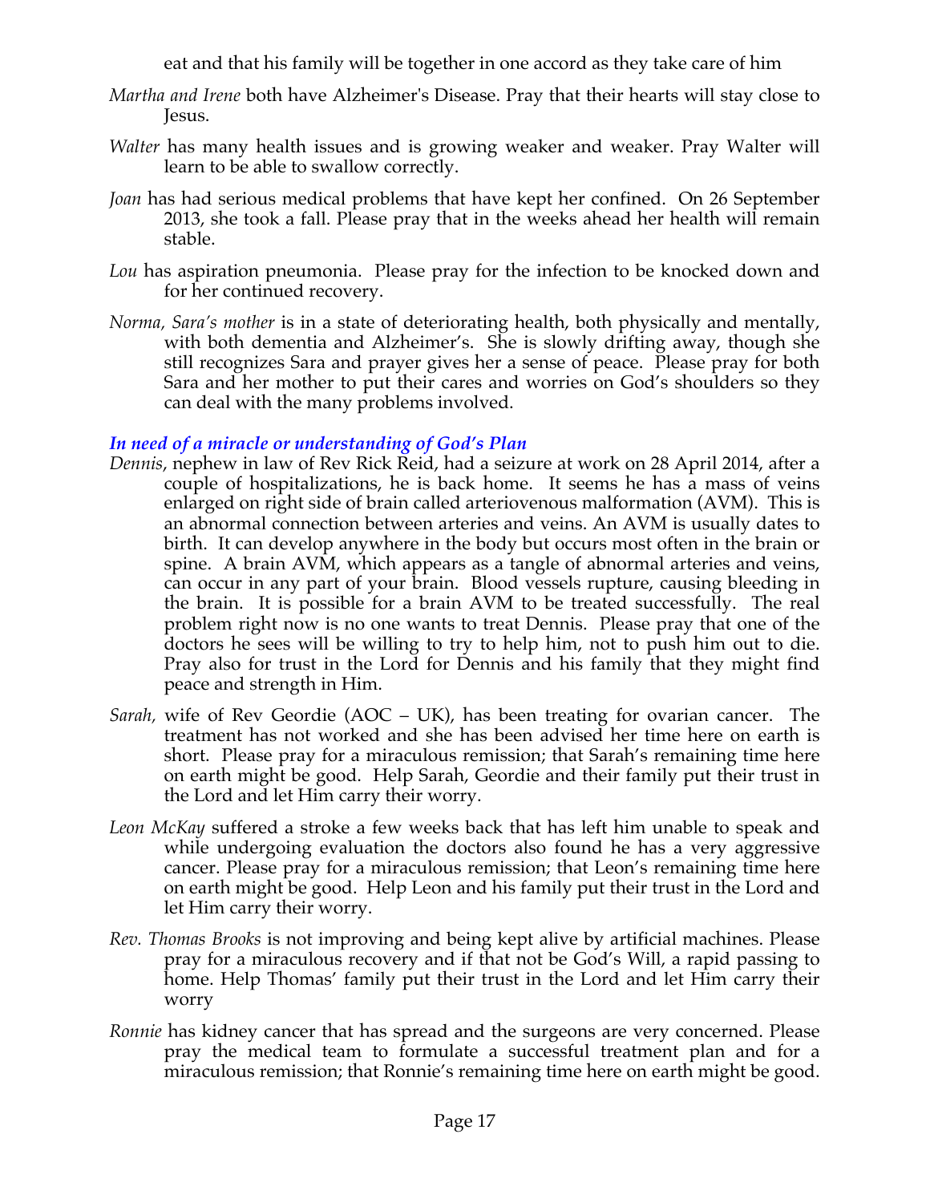eat and that his family will be together in one accord as they take care of him

*Martha and Irene* both have Alzheimer's Disease. Pray that their hearts will stay close to Jesus.

*Walter* has many health issues and is growing weaker and weaker. Pray Walter will learn to be able to swallow correctly.

*Joan* has had serious medical problems that have kept her confined. On 26 September 2013, she took a fall. Please pray that in the weeks ahead her health will remain stable.

*Lou* has aspiration pneumonia. Please pray for the infection to be knocked down and for her continued recovery.

*Norma, Sara's mother* is in a state of deteriorating health, both physically and mentally, with both dementia and Alzheimer's. She is slowly drifting away, though she still recognizes Sara and prayer gives her a sense of peace. Please pray for both Sara and her mother to put their cares and worries on God's shoulders so they can deal with the many problems involved.

### *In need of a miracle or understanding of God's Plan*

*Dennis*, nephew in law of Rev Rick Reid, had a seizure at work on 28 April 2014, after a couple of hospitalizations, he is back home. It seems he has a mass of veins enlarged on right side of brain called arteriovenous malformation (AVM). This is an abnormal connection between arteries and veins. An AVM is usually dates to birth. It can develop anywhere in the body but occurs most often in the brain or spine. A brain AVM, which appears as a tangle of abnormal arteries and veins, can occur in any part of your brain. Blood vessels rupture, causing bleeding in the brain. It is possible for a brain AVM to be treated successfully. The real problem right now is no one wants to treat Dennis. Please pray that one of the doctors he sees will be willing to try to help him, not to push him out to die. Pray also for trust in the Lord for Dennis and his family that they might find peace and strength in Him.

*Sarah,* wife of Rev Geordie (AOC – UK), has been treating for ovarian cancer. The treatment has not worked and she has been advised her time here on earth is short. Please pray for a miraculous remission; that Sarah's remaining time here on earth might be good. Help Sarah, Geordie and their family put their trust in the Lord and let Him carry their worry.

*Leon McKay* suffered a stroke a few weeks back that has left him unable to speak and while undergoing evaluation the doctors also found he has a very aggressive cancer. Please pray for a miraculous remission; that Leon's remaining time here on earth might be good. Help Leon and his family put their trust in the Lord and let Him carry their worry.

*Rev. Thomas Brooks* is not improving and being kept alive by artificial machines. Please pray for a miraculous recovery and if that not be God's Will, a rapid passing to home. Help Thomas' family put their trust in the Lord and let Him carry their worry

*Ronnie* has kidney cancer that has spread and the surgeons are very concerned. Please pray the medical team to formulate a successful treatment plan and for a miraculous remission; that Ronnie's remaining time here on earth might be good.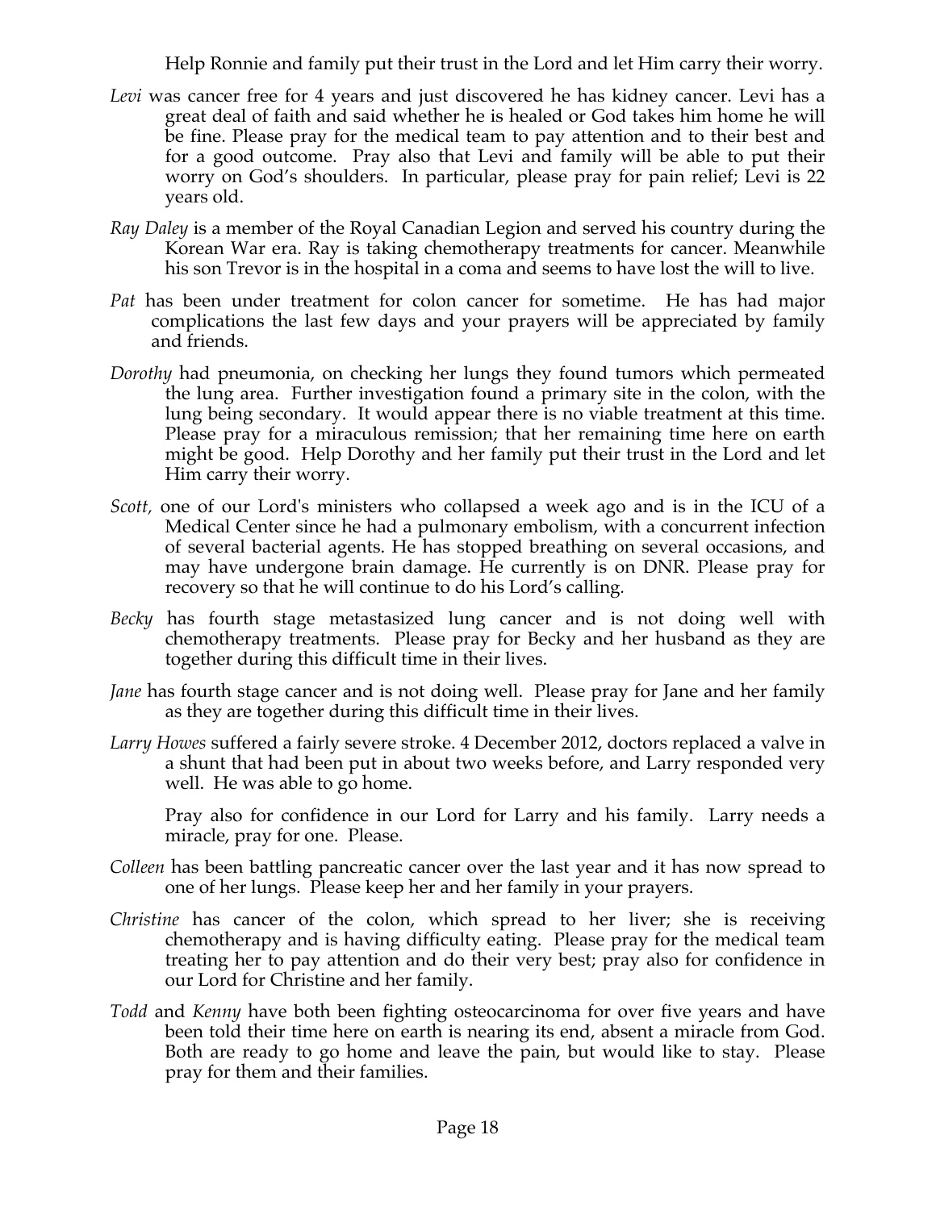Help Ronnie and family put their trust in the Lord and let Him carry their worry.

*Levi* was cancer free for 4 years and just discovered he has kidney cancer. Levi has a great deal of faith and said whether he is healed or God takes him home he will be fine. Please pray for the medical team to pay attention and to their best and for a good outcome. Pray also that Levi and family will be able to put their worry on God's shoulders. In particular, please pray for pain relief; Levi is 22 years old.

*Ray Daley* is a member of the Royal Canadian Legion and served his country during the Korean War era. Ray is taking chemotherapy treatments for cancer. Meanwhile his son Trevor is in the hospital in a coma and seems to have lost the will to live.

*Pat* has been under treatment for colon cancer for sometime. He has had major complications the last few days and your prayers will be appreciated by family and friends.

*Dorothy* had pneumonia, on checking her lungs they found tumors which permeated the lung area. Further investigation found a primary site in the colon, with the lung being secondary. It would appear there is no viable treatment at this time. Please pray for a miraculous remission; that her remaining time here on earth might be good. Help Dorothy and her family put their trust in the Lord and let Him carry their worry.

*Scott,* one of our Lord's ministers who collapsed a week ago and is in the ICU of a Medical Center since he had a pulmonary embolism, with a concurrent infection of several bacterial agents. He has stopped breathing on several occasions, and may have undergone brain damage. He currently is on DNR. Please pray for recovery so that he will continue to do his Lord's calling.

*Becky* has fourth stage metastasized lung cancer and is not doing well with chemotherapy treatments. Please pray for Becky and her husband as they are together during this difficult time in their lives.

*Jane* has fourth stage cancer and is not doing well. Please pray for Jane and her family as they are together during this difficult time in their lives.

*Larry Howes* suffered a fairly severe stroke. 4 December 2012, doctors replaced a valve in a shunt that had been put in about two weeks before, and Larry responded very well. He was able to go home.

Pray also for confidence in our Lord for Larry and his family. Larry needs a miracle, pray for one. Please.

*Colleen* has been battling pancreatic cancer over the last year and it has now spread to one of her lungs. Please keep her and her family in your prayers.

*Christine* has cancer of the colon, which spread to her liver; she is receiving chemotherapy and is having difficulty eating. Please pray for the medical team treating her to pay attention and do their very best; pray also for confidence in our Lord for Christine and her family.

*Todd* and *Kenny* have both been fighting osteocarcinoma for over five years and have been told their time here on earth is nearing its end, absent a miracle from God. Both are ready to go home and leave the pain, but would like to stay. Please pray for them and their families.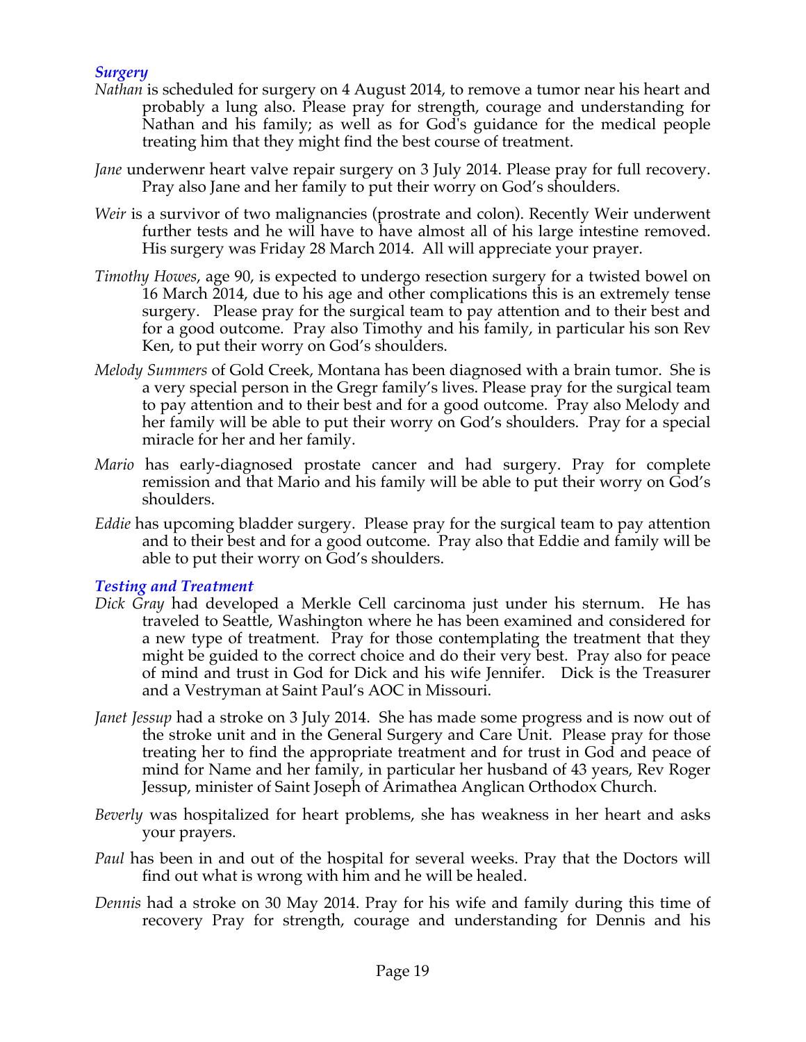### *Surgery*

*Nathan* is scheduled for surgery on 4 August 2014, to remove a tumor near his heart and probably a lung also. Please pray for strength, courage and understanding for Nathan and his family; as well as for God's guidance for the medical people treating him that they might find the best course of treatment.

*Jane* underwenr heart valve repair surgery on 3 July 2014. Please pray for full recovery. Pray also Jane and her family to put their worry on God's shoulders.

*Weir* is a survivor of two malignancies (prostrate and colon). Recently Weir underwent further tests and he will have to have almost all of his large intestine removed. His surgery was Friday 28 March 2014. All will appreciate your prayer.

*Timothy Howes*, age 90, is expected to undergo resection surgery for a twisted bowel on 16 March 2014, due to his age and other complications this is an extremely tense surgery. Please pray for the surgical team to pay attention and to their best and for a good outcome. Pray also Timothy and his family, in particular his son Rev Ken, to put their worry on God's shoulders.

*Melody Summers* of Gold Creek, Montana has been diagnosed with a brain tumor. She is a very special person in the Gregr family's lives. Please pray for the surgical team to pay attention and to their best and for a good outcome. Pray also Melody and her family will be able to put their worry on God's shoulders. Pray for a special miracle for her and her family.

*Mario* has early-diagnosed prostate cancer and had surgery. Pray for complete remission and that Mario and his family will be able to put their worry on God's shoulders.

*Eddie* has upcoming bladder surgery. Please pray for the surgical team to pay attention and to their best and for a good outcome. Pray also that Eddie and family will be able to put their worry on God's shoulders.

### *Testing and Treatment*

*Dick Gray* had developed a Merkle Cell carcinoma just under his sternum. He has traveled to Seattle, Washington where he has been examined and considered for a new type of treatment. Pray for those contemplating the treatment that they might be guided to the correct choice and do their very best. Pray also for peace of mind and trust in God for Dick and his wife Jennifer. Dick is the Treasurer and a Vestryman at Saint Paul's AOC in Missouri.

*Janet Jessup* had a stroke on 3 July 2014. She has made some progress and is now out of the stroke unit and in the General Surgery and Care Unit. Please pray for those treating her to find the appropriate treatment and for trust in God and peace of mind for Name and her family, in particular her husband of 43 years, Rev Roger Jessup, minister of Saint Joseph of Arimathea Anglican Orthodox Church.

*Beverly* was hospitalized for heart problems, she has weakness in her heart and asks your prayers.

*Paul* has been in and out of the hospital for several weeks. Pray that the Doctors will find out what is wrong with him and he will be healed.

*Dennis* had a stroke on 30 May 2014. Pray for his wife and family during this time of recovery Pray for strength, courage and understanding for Dennis and his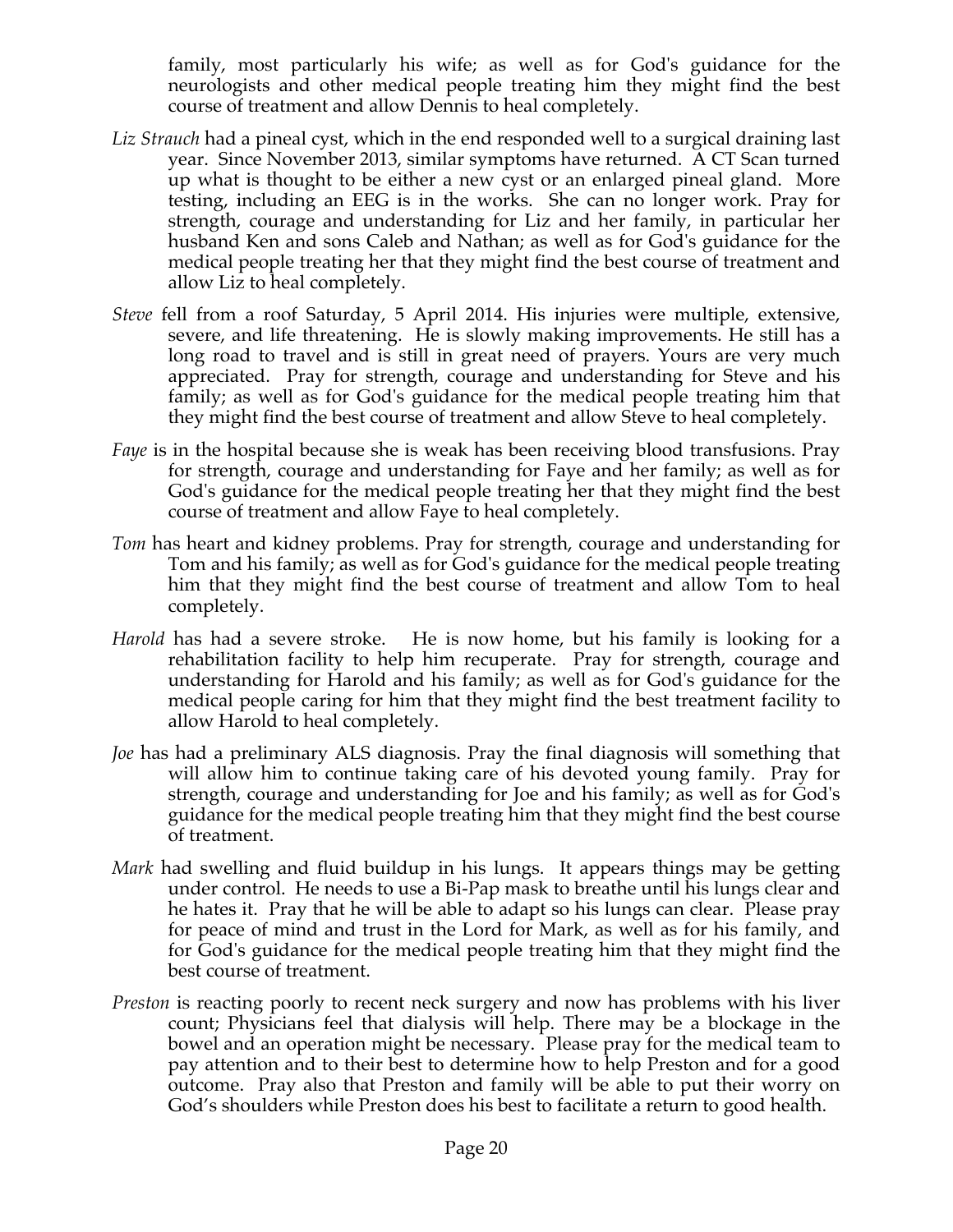family, most particularly his wife; as well as for God's guidance for the neurologists and other medical people treating him they might find the best course of treatment and allow Dennis to heal completely.

*Liz Strauch* had a pineal cyst, which in the end responded well to a surgical draining last year. Since November 2013, similar symptoms have returned. A CT Scan turned up what is thought to be either a new cyst or an enlarged pineal gland. More testing, including an EEG is in the works. She can no longer work. Pray for strength, courage and understanding for Liz and her family, in particular her husband Ken and sons Caleb and Nathan; as well as for God's guidance for the medical people treating her that they might find the best course of treatment and allow Liz to heal completely.

*Steve* fell from a roof Saturday, 5 April 2014. His injuries were multiple, extensive, severe, and life threatening. He is slowly making improvements. He still has a long road to travel and is still in great need of prayers. Yours are very much appreciated. Pray for strength, courage and understanding for Steve and his family; as well as for God's guidance for the medical people treating him that they might find the best course of treatment and allow Steve to heal completely.

*Faye* is in the hospital because she is weak has been receiving blood transfusions. Pray for strength, courage and understanding for Faye and her family; as well as for God's guidance for the medical people treating her that they might find the best course of treatment and allow Faye to heal completely.

*Tom* has heart and kidney problems. Pray for strength, courage and understanding for Tom and his family; as well as for God's guidance for the medical people treating him that they might find the best course of treatment and allow Tom to heal completely.

*Harold* has had a severe stroke. He is now home, but his family is looking for a rehabilitation facility to help him recuperate. Pray for strength, courage and understanding for Harold and his family; as well as for God's guidance for the medical people caring for him that they might find the best treatment facility to allow Harold to heal completely.

*Joe* has had a preliminary ALS diagnosis. Pray the final diagnosis will something that will allow him to continue taking care of his devoted young family. Pray for strength, courage and understanding for Joe and his family; as well as for God's guidance for the medical people treating him that they might find the best course of treatment.

*Mark* had swelling and fluid buildup in his lungs. It appears things may be getting under control. He needs to use a Bi-Pap mask to breathe until his lungs clear and he hates it. Pray that he will be able to adapt so his lungs can clear. Please pray for peace of mind and trust in the Lord for Mark, as well as for his family, and for God's guidance for the medical people treating him that they might find the best course of treatment.

*Preston* is reacting poorly to recent neck surgery and now has problems with his liver count; Physicians feel that dialysis will help. There may be a blockage in the bowel and an operation might be necessary. Please pray for the medical team to pay attention and to their best to determine how to help Preston and for a good outcome. Pray also that Preston and family will be able to put their worry on God's shoulders while Preston does his best to facilitate a return to good health.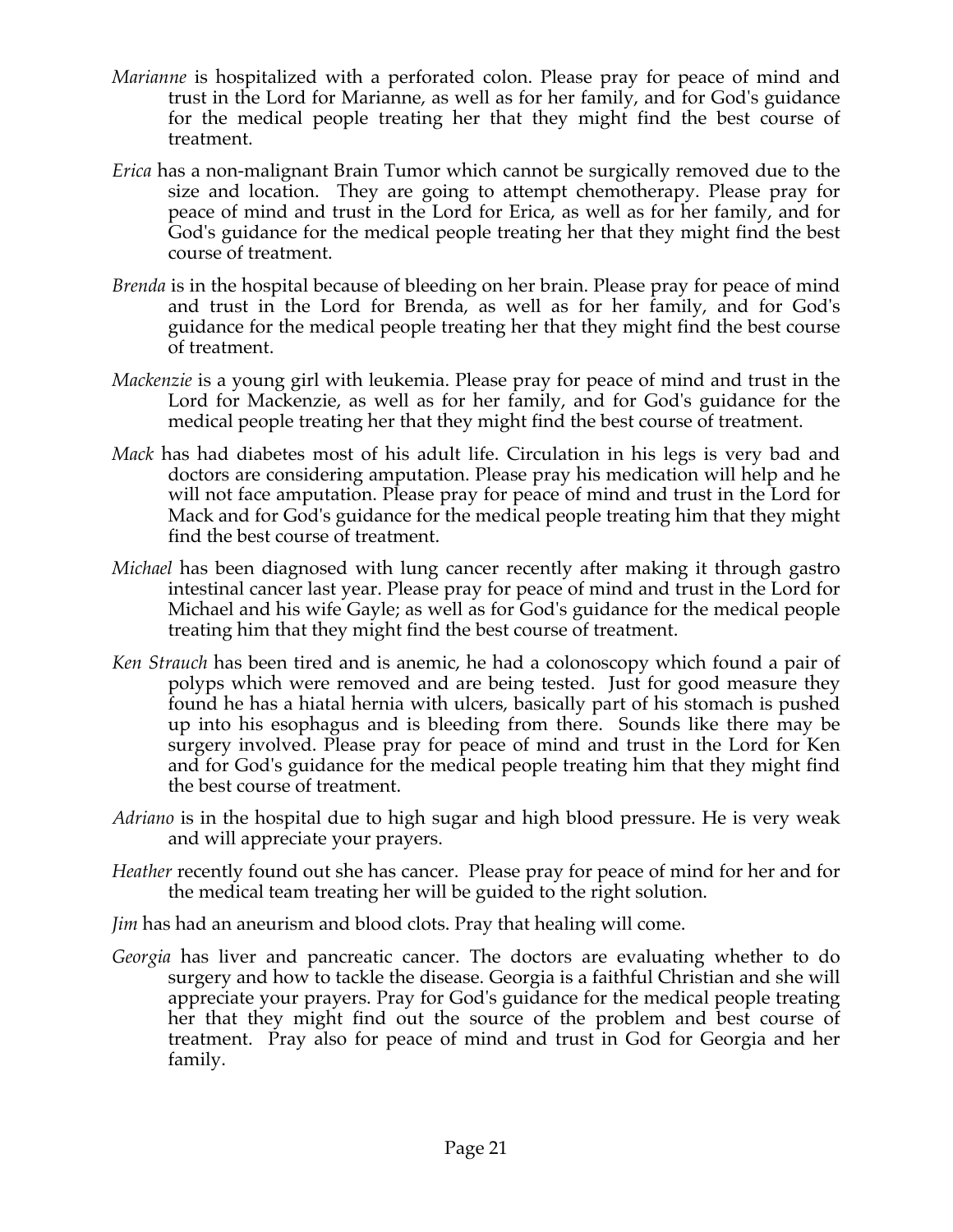*Marianne* is hospitalized with a perforated colon. Please pray for peace of mind and trust in the Lord for Marianne, as well as for her family, and for God's guidance for the medical people treating her that they might find the best course of treatment.

*Erica* has a non-malignant Brain Tumor which cannot be surgically removed due to the size and location. They are going to attempt chemotherapy. Please pray for peace of mind and trust in the Lord for Erica, as well as for her family, and for God's guidance for the medical people treating her that they might find the best course of treatment.

*Brenda* is in the hospital because of bleeding on her brain. Please pray for peace of mind and trust in the Lord for Brenda, as well as for her family, and for God's guidance for the medical people treating her that they might find the best course of treatment.

*Mackenzie* is a young girl with leukemia. Please pray for peace of mind and trust in the Lord for Mackenzie, as well as for her family, and for God's guidance for the medical people treating her that they might find the best course of treatment.

*Mack* has had diabetes most of his adult life. Circulation in his legs is very bad and doctors are considering amputation. Please pray his medication will help and he will not face amputation. Please pray for peace of mind and trust in the Lord for Mack and for God's guidance for the medical people treating him that they might find the best course of treatment.

*Michael* has been diagnosed with lung cancer recently after making it through gastro intestinal cancer last year. Please pray for peace of mind and trust in the Lord for Michael and his wife Gayle; as well as for God's guidance for the medical people treating him that they might find the best course of treatment.

*Ken Strauch* has been tired and is anemic, he had a colonoscopy which found a pair of polyps which were removed and are being tested. Just for good measure they found he has a hiatal hernia with ulcers, basically part of his stomach is pushed up into his esophagus and is bleeding from there. Sounds like there may be surgery involved. Please pray for peace of mind and trust in the Lord for Ken and for God's guidance for the medical people treating him that they might find the best course of treatment.

*Adriano* is in the hospital due to high sugar and high blood pressure. He is very weak and will appreciate your prayers.

*Heather* recently found out she has cancer. Please pray for peace of mind for her and for the medical team treating her will be guided to the right solution.

*Jim* has had an aneurism and blood clots. Pray that healing will come.

*Georgia* has liver and pancreatic cancer. The doctors are evaluating whether to do surgery and how to tackle the disease. Georgia is a faithful Christian and she will appreciate your prayers. Pray for God's guidance for the medical people treating her that they might find out the source of the problem and best course of treatment. Pray also for peace of mind and trust in God for Georgia and her family.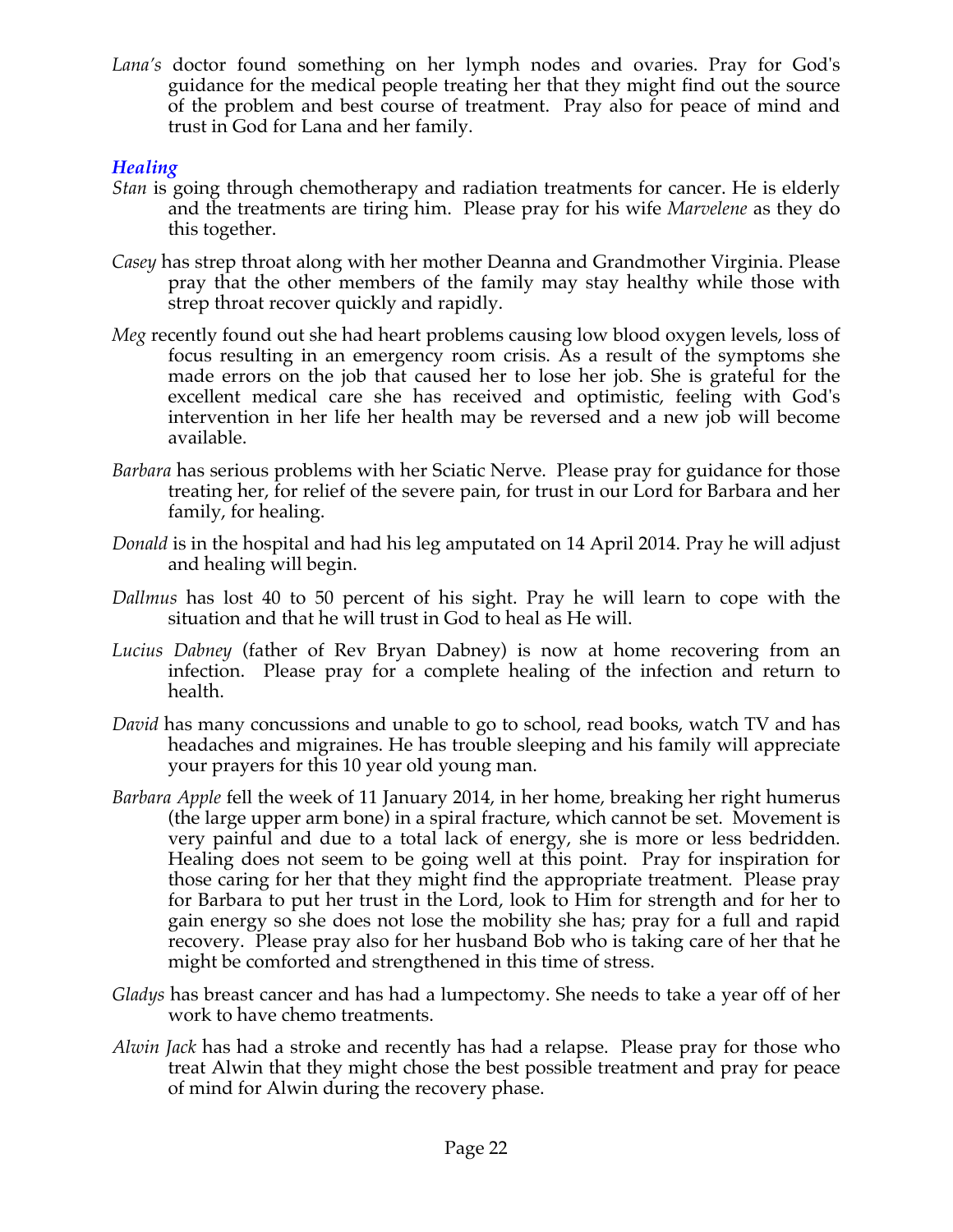*Lana's* doctor found something on her lymph nodes and ovaries. Pray for God's guidance for the medical people treating her that they might find out the source of the problem and best course of treatment. Pray also for peace of mind and trust in God for Lana and her family.

### *Healing*

*Stan* is going through chemotherapy and radiation treatments for cancer. He is elderly and the treatments are tiring him. Please pray for his wife *Marvelene* as they do this together.

*Casey* has strep throat along with her mother Deanna and Grandmother Virginia. Please pray that the other members of the family may stay healthy while those with strep throat recover quickly and rapidly.

*Meg* recently found out she had heart problems causing low blood oxygen levels, loss of focus resulting in an emergency room crisis. As a result of the symptoms she made errors on the job that caused her to lose her job. She is grateful for the excellent medical care she has received and optimistic, feeling with God's intervention in her life her health may be reversed and a new job will become available.

*Barbara* has serious problems with her Sciatic Nerve. Please pray for guidance for those treating her, for relief of the severe pain, for trust in our Lord for Barbara and her family, for healing.

*Donald* is in the hospital and had his leg amputated on 14 April 2014. Pray he will adjust and healing will begin.

*Dallmus* has lost 40 to 50 percent of his sight. Pray he will learn to cope with the situation and that he will trust in God to heal as He will.

*Lucius Dabney* (father of Rev Bryan Dabney) is now at home recovering from an infection. Please pray for a complete healing of the infection and return to health.

*David* has many concussions and unable to go to school, read books, watch TV and has headaches and migraines. He has trouble sleeping and his family will appreciate your prayers for this 10 year old young man.

*Barbara Apple* fell the week of 11 January 2014, in her home, breaking her right humerus (the large upper arm bone) in a spiral fracture, which cannot be set. Movement is very painful and due to a total lack of energy, she is more or less bedridden. Healing does not seem to be going well at this point. Pray for inspiration for those caring for her that they might find the appropriate treatment. Please pray for Barbara to put her trust in the Lord, look to Him for strength and for her to gain energy so she does not lose the mobility she has; pray for a full and rapid recovery. Please pray also for her husband Bob who is taking care of her that he might be comforted and strengthened in this time of stress.

*Gladys* has breast cancer and has had a lumpectomy. She needs to take a year off of her work to have chemo treatments.

*Alwin Jack* has had a stroke and recently has had a relapse. Please pray for those who treat Alwin that they might chose the best possible treatment and pray for peace of mind for Alwin during the recovery phase.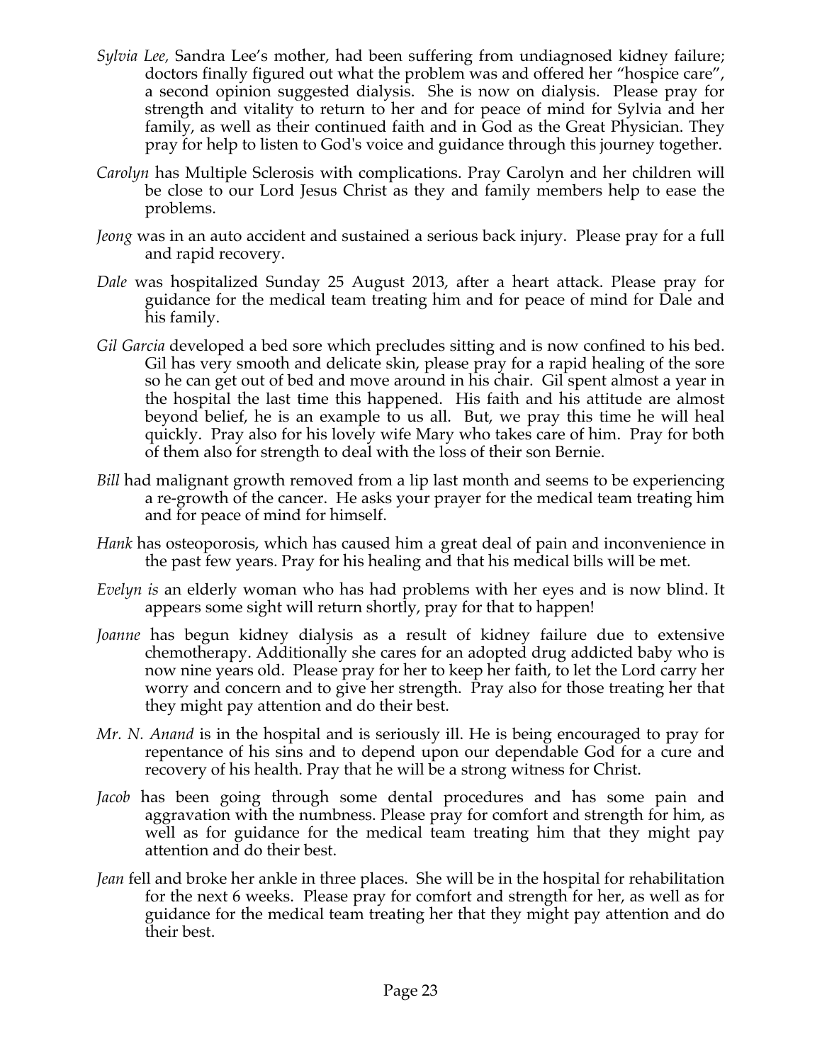*Sylvia Lee,* Sandra Lee's mother, had been suffering from undiagnosed kidney failure; doctors finally figured out what the problem was and offered her "hospice care", a second opinion suggested dialysis. She is now on dialysis. Please pray for strength and vitality to return to her and for peace of mind for Sylvia and her family, as well as their continued faith and in God as the Great Physician. They pray for help to listen to God's voice and guidance through this journey together.

*Carolyn* has Multiple Sclerosis with complications. Pray Carolyn and her children will be close to our Lord Jesus Christ as they and family members help to ease the problems.

*Jeong* was in an auto accident and sustained a serious back injury. Please pray for a full and rapid recovery.

*Dale* was hospitalized Sunday 25 August 2013, after a heart attack. Please pray for guidance for the medical team treating him and for peace of mind for Dale and his family.

*Gil Garcia* developed a bed sore which precludes sitting and is now confined to his bed. Gil has very smooth and delicate skin, please pray for a rapid healing of the sore so he can get out of bed and move around in his chair. Gil spent almost a year in the hospital the last time this happened. His faith and his attitude are almost beyond belief, he is an example to us all. But, we pray this time he will heal quickly. Pray also for his lovely wife Mary who takes care of him. Pray for both of them also for strength to deal with the loss of their son Bernie.

*Bill* had malignant growth removed from a lip last month and seems to be experiencing a re-growth of the cancer. He asks your prayer for the medical team treating him and for peace of mind for himself.

*Hank* has osteoporosis, which has caused him a great deal of pain and inconvenience in the past few years. Pray for his healing and that his medical bills will be met.

*Evelyn is* an elderly woman who has had problems with her eyes and is now blind. It appears some sight will return shortly, pray for that to happen!

*Joanne* has begun kidney dialysis as a result of kidney failure due to extensive chemotherapy. Additionally she cares for an adopted drug addicted baby who is now nine years old. Please pray for her to keep her faith, to let the Lord carry her worry and concern and to give her strength. Pray also for those treating her that they might pay attention and do their best.

*Mr. N. Anand* is in the hospital and is seriously ill. He is being encouraged to pray for repentance of his sins and to depend upon our dependable God for a cure and recovery of his health. Pray that he will be a strong witness for Christ.

*Jacob* has been going through some dental procedures and has some pain and aggravation with the numbness. Please pray for comfort and strength for him, as well as for guidance for the medical team treating him that they might pay attention and do their best.

*Jean* fell and broke her ankle in three places. She will be in the hospital for rehabilitation for the next 6 weeks. Please pray for comfort and strength for her, as well as for guidance for the medical team treating her that they might pay attention and do their best.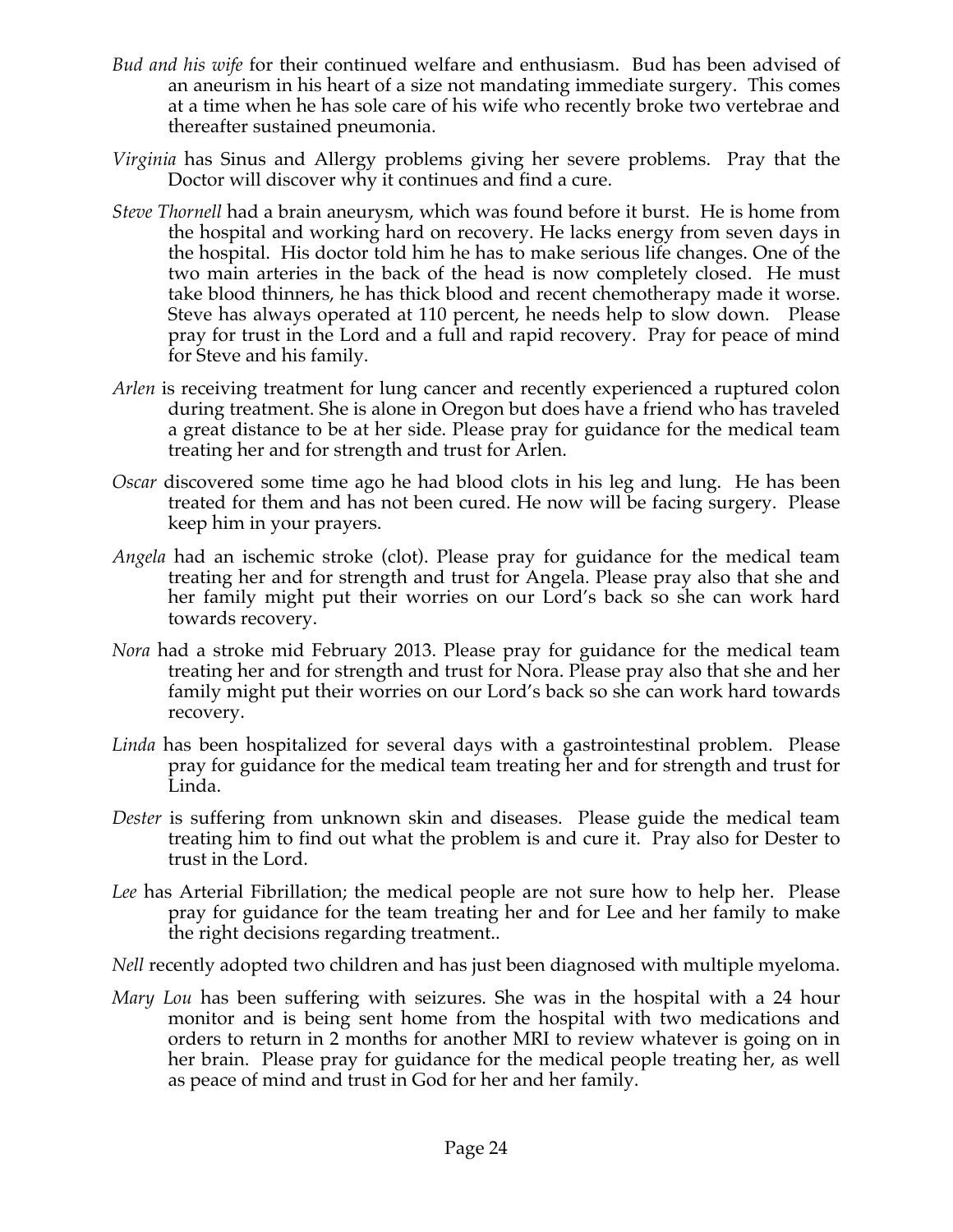*Bud and his wife* for their continued welfare and enthusiasm. Bud has been advised of an aneurism in his heart of a size not mandating immediate surgery. This comes at a time when he has sole care of his wife who recently broke two vertebrae and thereafter sustained pneumonia.

*Virginia* has Sinus and Allergy problems giving her severe problems. Pray that the Doctor will discover why it continues and find a cure.

*Steve Thornell* had a brain aneurysm, which was found before it burst. He is home from the hospital and working hard on recovery. He lacks energy from seven days in the hospital. His doctor told him he has to make serious life changes. One of the two main arteries in the back of the head is now completely closed. He must take blood thinners, he has thick blood and recent chemotherapy made it worse. Steve has always operated at 110 percent, he needs help to slow down. Please pray for trust in the Lord and a full and rapid recovery. Pray for peace of mind for Steve and his family.

*Arlen* is receiving treatment for lung cancer and recently experienced a ruptured colon during treatment. She is alone in Oregon but does have a friend who has traveled a great distance to be at her side. Please pray for guidance for the medical team treating her and for strength and trust for Arlen.

*Oscar* discovered some time ago he had blood clots in his leg and lung. He has been treated for them and has not been cured. He now will be facing surgery. Please keep him in your prayers.

*Angela* had an ischemic stroke (clot). Please pray for guidance for the medical team treating her and for strength and trust for Angela. Please pray also that she and her family might put their worries on our Lord's back so she can work hard towards recovery.

*Nora* had a stroke mid February 2013. Please pray for guidance for the medical team treating her and for strength and trust for Nora. Please pray also that she and her family might put their worries on our Lord's back so she can work hard towards recovery.

*Linda* has been hospitalized for several days with a gastrointestinal problem. Please pray for guidance for the medical team treating her and for strength and trust for Linda.

*Dester* is suffering from unknown skin and diseases. Please guide the medical team treating him to find out what the problem is and cure it. Pray also for Dester to trust in the Lord.

*Lee* has Arterial Fibrillation; the medical people are not sure how to help her. Please pray for guidance for the team treating her and for Lee and her family to make the right decisions regarding treatment..

*Nell* recently adopted two children and has just been diagnosed with multiple myeloma.

*Mary Lou* has been suffering with seizures. She was in the hospital with a 24 hour monitor and is being sent home from the hospital with two medications and orders to return in 2 months for another MRI to review whatever is going on in her brain. Please pray for guidance for the medical people treating her, as well as peace of mind and trust in God for her and her family.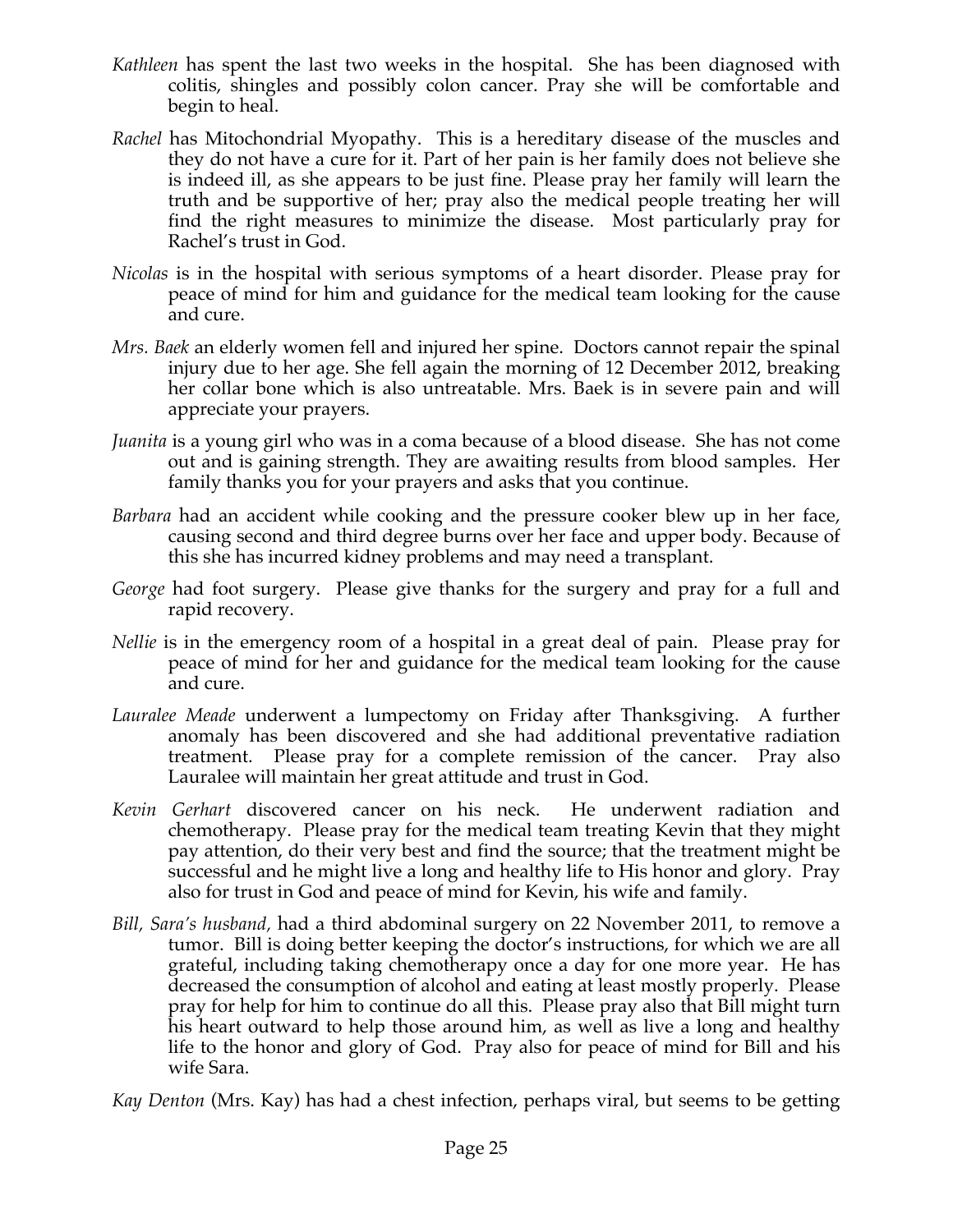*Kathleen* has spent the last two weeks in the hospital. She has been diagnosed with colitis, shingles and possibly colon cancer. Pray she will be comfortable and begin to heal.

*Rachel* has Mitochondrial Myopathy. This is a hereditary disease of the muscles and they do not have a cure for it. Part of her pain is her family does not believe she is indeed ill, as she appears to be just fine. Please pray her family will learn the truth and be supportive of her; pray also the medical people treating her will find the right measures to minimize the disease. Most particularly pray for Rachel's trust in God.

*Nicolas* is in the hospital with serious symptoms of a heart disorder. Please pray for peace of mind for him and guidance for the medical team looking for the cause and cure.

*Mrs. Baek* an elderly women fell and injured her spine. Doctors cannot repair the spinal injury due to her age. She fell again the morning of 12 December 2012, breaking her collar bone which is also untreatable. Mrs. Baek is in severe pain and will appreciate your prayers.

*Juanita* is a young girl who was in a coma because of a blood disease. She has not come out and is gaining strength. They are awaiting results from blood samples. Her family thanks you for your prayers and asks that you continue.

*Barbara* had an accident while cooking and the pressure cooker blew up in her face, causing second and third degree burns over her face and upper body. Because of this she has incurred kidney problems and may need a transplant.

*George* had foot surgery. Please give thanks for the surgery and pray for a full and rapid recovery.

*Nellie* is in the emergency room of a hospital in a great deal of pain. Please pray for peace of mind for her and guidance for the medical team looking for the cause and cure.

*Lauralee Meade* underwent a lumpectomy on Friday after Thanksgiving. A further anomaly has been discovered and she had additional preventative radiation treatment. Please pray for a complete remission of the cancer. Pray also Lauralee will maintain her great attitude and trust in God.

*Kevin Gerhart* discovered cancer on his neck. He underwent radiation and chemotherapy. Please pray for the medical team treating Kevin that they might pay attention, do their very best and find the source; that the treatment might be successful and he might live a long and healthy life to His honor and glory. Pray also for trust in God and peace of mind for Kevin, his wife and family.

*Bill, Sara's husband,* had a third abdominal surgery on 22 November 2011, to remove a tumor. Bill is doing better keeping the doctor's instructions, for which we are all grateful, including taking chemotherapy once a day for one more year. He has decreased the consumption of alcohol and eating at least mostly properly. Please pray for help for him to continue do all this. Please pray also that Bill might turn his heart outward to help those around him, as well as live a long and healthy life to the honor and glory of God. Pray also for peace of mind for Bill and his wife Sara.

*Kay Denton* (Mrs. Kay) has had a chest infection, perhaps viral, but seems to be getting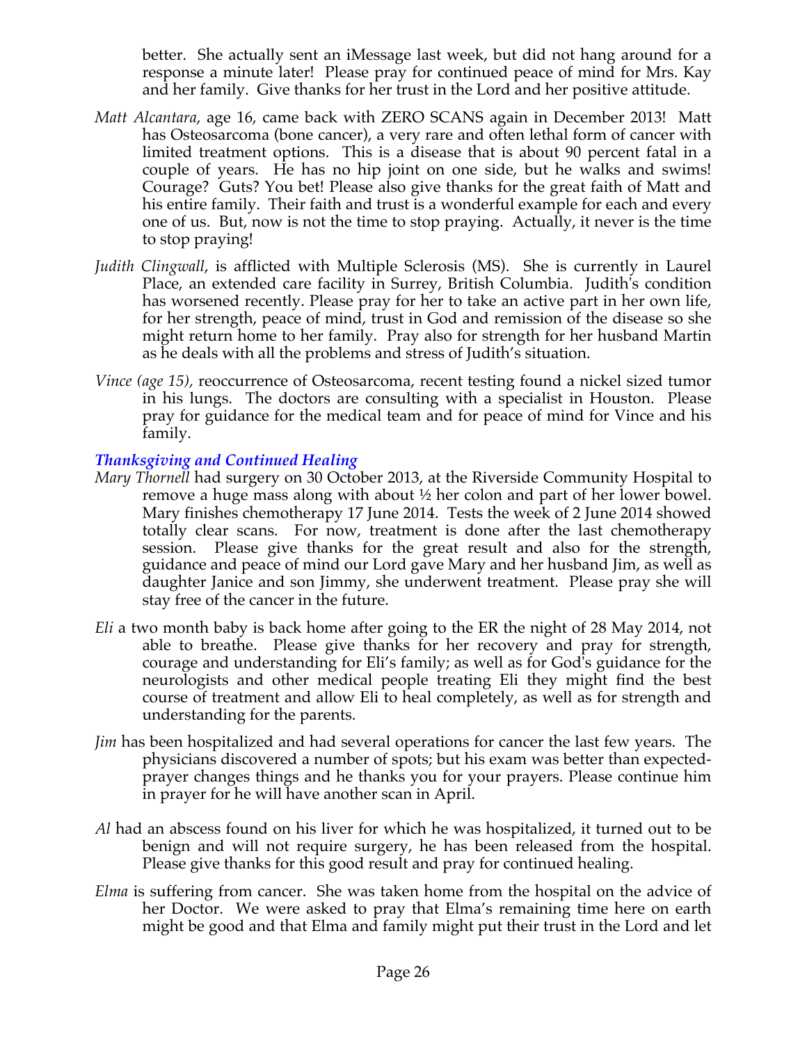better. She actually sent an iMessage last week, but did not hang around for a response a minute later! Please pray for continued peace of mind for Mrs. Kay and her family. Give thanks for her trust in the Lord and her positive attitude.

*Matt Alcantara*, age 16, came back with ZERO SCANS again in December 2013! Matt has Osteosarcoma (bone cancer), a very rare and often lethal form of cancer with limited treatment options. This is a disease that is about 90 percent fatal in a couple of years. He has no hip joint on one side, but he walks and swims! Courage? Guts? You bet! Please also give thanks for the great faith of Matt and his entire family. Their faith and trust is a wonderful example for each and every one of us. But, now is not the time to stop praying. Actually, it never is the time to stop praying!

*Judith Clingwall*, is afflicted with Multiple Sclerosis (MS). She is currently in Laurel Place, an extended care facility in Surrey, British Columbia. Judith's condition has worsened recently. Please pray for her to take an active part in her own life, for her strength, peace of mind, trust in God and remission of the disease so she might return home to her family. Pray also for strength for her husband Martin as he deals with all the problems and stress of Judith's situation.

*Vince (age 15),* reoccurrence of Osteosarcoma, recent testing found a nickel sized tumor in his lungs. The doctors are consulting with a specialist in Houston. Please pray for guidance for the medical team and for peace of mind for Vince and his family.

### *Thanksgiving and Continued Healing*

*Mary Thornell* had surgery on 30 October 2013, at the Riverside Community Hospital to remove a huge mass along with about ½ her colon and part of her lower bowel. Mary finishes chemotherapy 17 June 2014. Tests the week of 2 June 2014 showed totally clear scans. For now, treatment is done after the last chemotherapy session. Please give thanks for the great result and also for the strength, guidance and peace of mind our Lord gave Mary and her husband Jim, as well as daughter Janice and son Jimmy, she underwent treatment. Please pray she will stay free of the cancer in the future.

*Eli* a two month baby is back home after going to the ER the night of 28 May 2014, not able to breathe. Please give thanks for her recovery and pray for strength, courage and understanding for Eli's family; as well as for God's guidance for the neurologists and other medical people treating Eli they might find the best course of treatment and allow Eli to heal completely, as well as for strength and understanding for the parents.

*Jim* has been hospitalized and had several operations for cancer the last few years. The physicians discovered a number of spots; but his exam was better than expected- prayer changes things and he thanks you for your prayers. Please continue him in prayer for he will have another scan in April.

*Al* had an abscess found on his liver for which he was hospitalized, it turned out to be benign and will not require surgery, he has been released from the hospital. Please give thanks for this good result and pray for continued healing.

*Elma* is suffering from cancer. She was taken home from the hospital on the advice of her Doctor. We were asked to pray that Elma's remaining time here on earth might be good and that Elma and family might put their trust in the Lord and let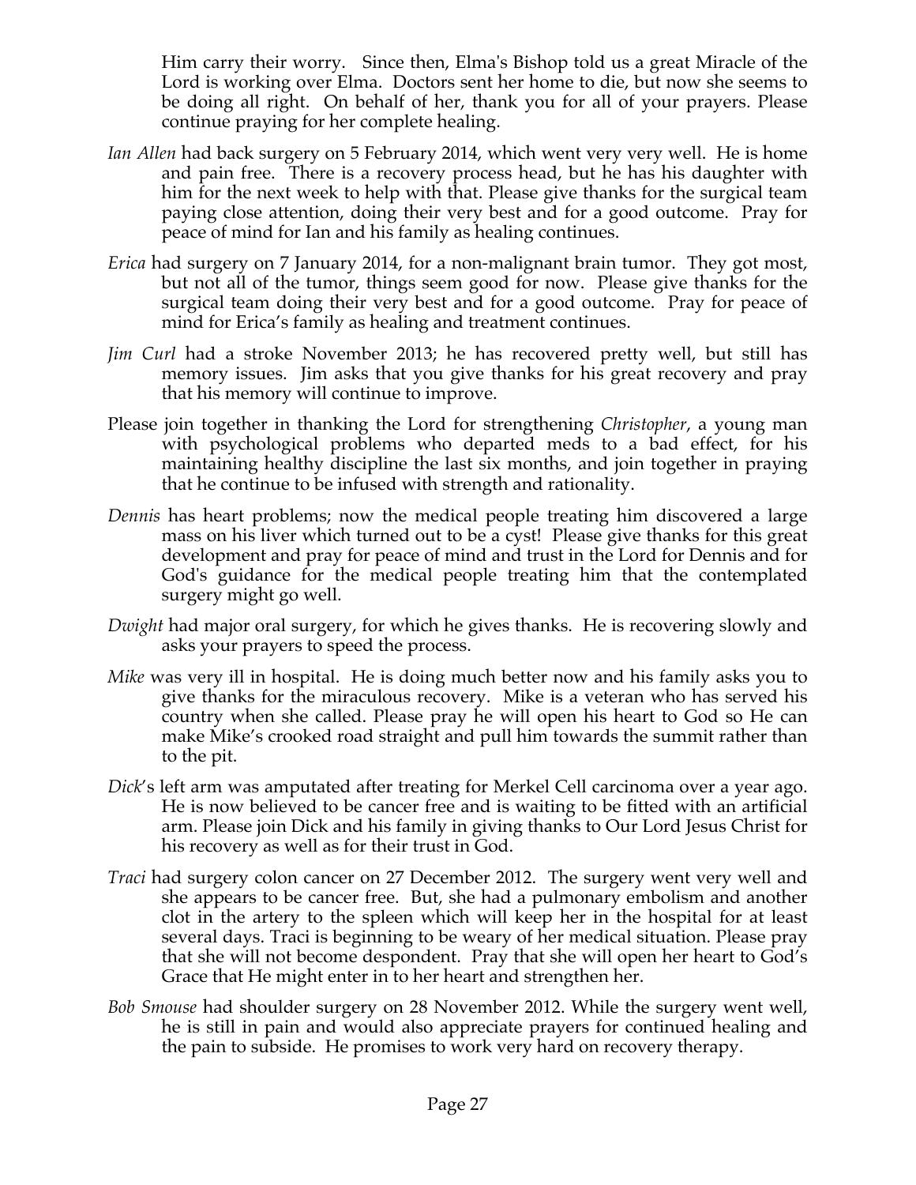Him carry their worry. Since then, Elma's Bishop told us a great Miracle of the Lord is working over Elma. Doctors sent her home to die, but now she seems to be doing all right. On behalf of her, thank you for all of your prayers. Please continue praying for her complete healing.

*Ian Allen* had back surgery on 5 February 2014, which went very very well. He is home and pain free. There is a recovery process head, but he has his daughter with him for the next week to help with that. Please give thanks for the surgical team paying close attention, doing their very best and for a good outcome. Pray for peace of mind for Ian and his family as healing continues.

*Erica* had surgery on 7 January 2014, for a non-malignant brain tumor. They got most, but not all of the tumor, things seem good for now. Please give thanks for the surgical team doing their very best and for a good outcome. Pray for peace of mind for Erica's family as healing and treatment continues.

*Jim Curl* had a stroke November 2013; he has recovered pretty well, but still has memory issues. Jim asks that you give thanks for his great recovery and pray that his memory will continue to improve.

Please join together in thanking the Lord for strengthening *Christopher*, a young man with psychological problems who departed meds to a bad effect, for his maintaining healthy discipline the last six months, and join together in praying that he continue to be infused with strength and rationality.

*Dennis* has heart problems; now the medical people treating him discovered a large mass on his liver which turned out to be a cyst! Please give thanks for this great development and pray for peace of mind and trust in the Lord for Dennis and for God's guidance for the medical people treating him that the contemplated surgery might go well.

*Dwight* had major oral surgery, for which he gives thanks. He is recovering slowly and asks your prayers to speed the process.

*Mike* was very ill in hospital. He is doing much better now and his family asks you to give thanks for the miraculous recovery. Mike is a veteran who has served his country when she called. Please pray he will open his heart to God so He can make Mike's crooked road straight and pull him towards the summit rather than to the pit.

*Dick*'s left arm was amputated after treating for Merkel Cell carcinoma over a year ago. He is now believed to be cancer free and is waiting to be fitted with an artificial arm. Please join Dick and his family in giving thanks to Our Lord Jesus Christ for his recovery as well as for their trust in God.

*Traci* had surgery colon cancer on 27 December 2012. The surgery went very well and she appears to be cancer free. But, she had a pulmonary embolism and another clot in the artery to the spleen which will keep her in the hospital for at least several days. Traci is beginning to be weary of her medical situation. Please pray that she will not become despondent. Pray that she will open her heart to God's Grace that He might enter in to her heart and strengthen her.

*Bob Smouse* had shoulder surgery on 28 November 2012. While the surgery went well, he is still in pain and would also appreciate prayers for continued healing and the pain to subside. He promises to work very hard on recovery therapy.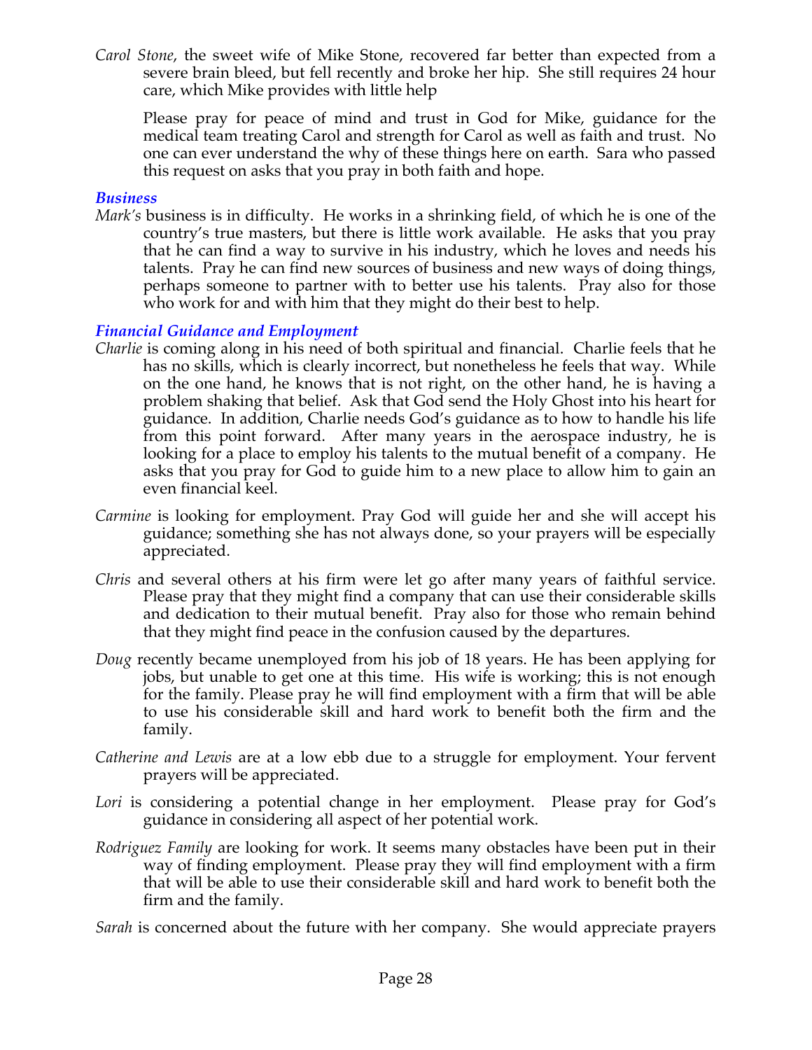*Carol Stone*, the sweet wife of Mike Stone, recovered far better than expected from a severe brain bleed, but fell recently and broke her hip. She still requires 24 hour care, which Mike provides with little help

Please pray for peace of mind and trust in God for Mike, guidance for the medical team treating Carol and strength for Carol as well as faith and trust. No one can ever understand the why of these things here on earth. Sara who passed this request on asks that you pray in both faith and hope.

### *Business*

*Mark's* business is in difficulty. He works in a shrinking field, of which he is one of the country's true masters, but there is little work available. He asks that you pray that he can find a way to survive in his industry, which he loves and needs his talents. Pray he can find new sources of business and new ways of doing things, perhaps someone to partner with to better use his talents. Pray also for those who work for and with him that they might do their best to help.

### *Financial Guidance and Employment*

*Charlie* is coming along in his need of both spiritual and financial. Charlie feels that he has no skills, which is clearly incorrect, but nonetheless he feels that way. While on the one hand, he knows that is not right, on the other hand, he is having a problem shaking that belief. Ask that God send the Holy Ghost into his heart for guidance. In addition, Charlie needs God's guidance as to how to handle his life from this point forward. After many years in the aerospace industry, he is looking for a place to employ his talents to the mutual benefit of a company. He asks that you pray for God to guide him to a new place to allow him to gain an even financial keel.

*Carmine* is looking for employment. Pray God will guide her and she will accept his guidance; something she has not always done, so your prayers will be especially appreciated.

*Chris* and several others at his firm were let go after many years of faithful service. Please pray that they might find a company that can use their considerable skills and dedication to their mutual benefit. Pray also for those who remain behind that they might find peace in the confusion caused by the departures.

*Doug* recently became unemployed from his job of 18 years. He has been applying for jobs, but unable to get one at this time. His wife is working; this is not enough for the family. Please pray he will find employment with a firm that will be able to use his considerable skill and hard work to benefit both the firm and the family.

*Catherine and Lewis* are at a low ebb due to a struggle for employment. Your fervent prayers will be appreciated.

*Lori* is considering a potential change in her employment. Please pray for God's guidance in considering all aspect of her potential work.

*Rodriguez Family* are looking for work. It seems many obstacles have been put in their way of finding employment. Please pray they will find employment with a firm that will be able to use their considerable skill and hard work to benefit both the firm and the family.

*Sarah* is concerned about the future with her company. She would appreciate prayers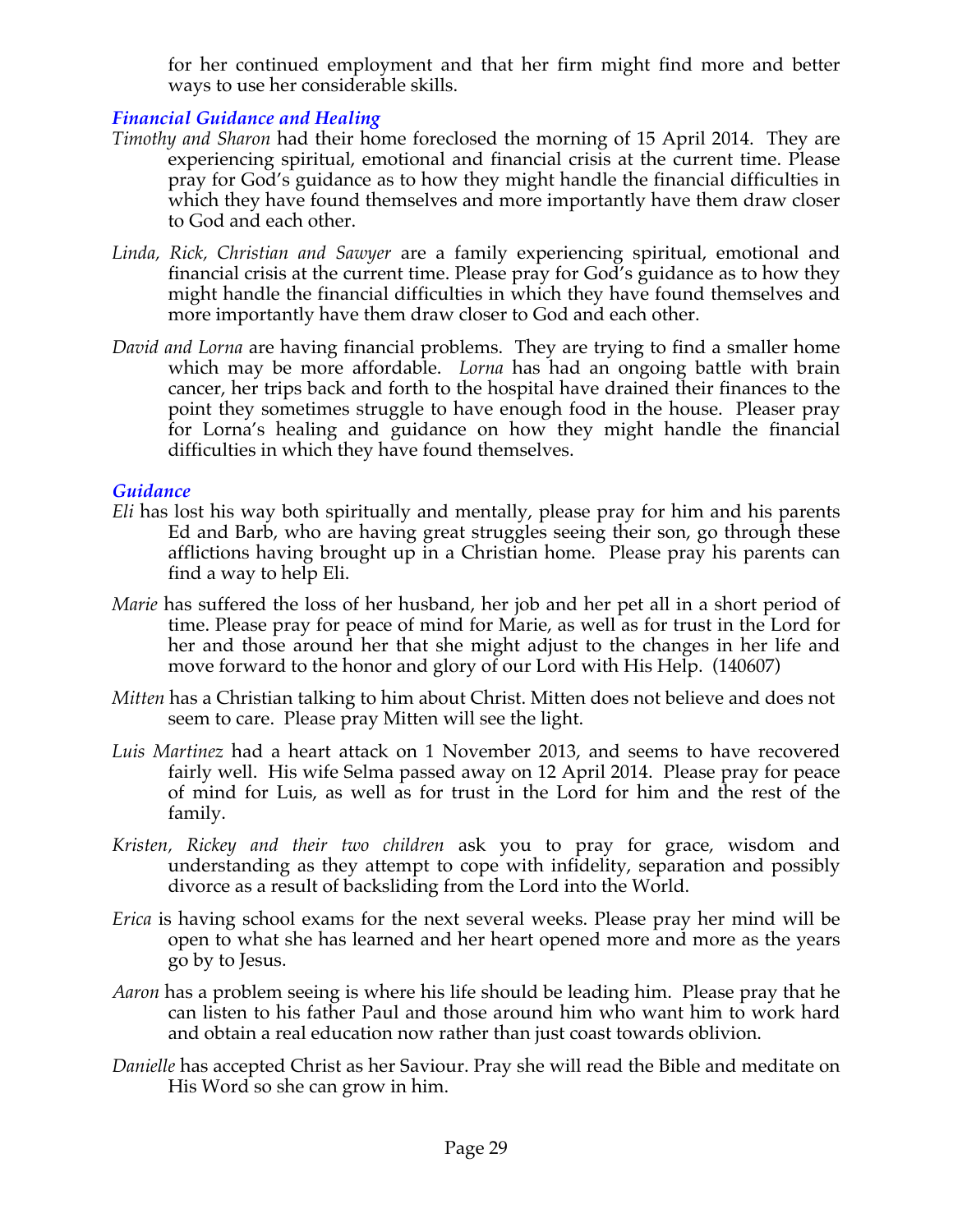for her continued employment and that her firm might find more and better ways to use her considerable skills.

### *Financial Guidance and Healing*

*Timothy and Sharon* had their home foreclosed the morning of 15 April 2014. They are experiencing spiritual, emotional and financial crisis at the current time. Please pray for God's guidance as to how they might handle the financial difficulties in which they have found themselves and more importantly have them draw closer to God and each other.

*Linda, Rick, Christian and Sawyer* are a family experiencing spiritual, emotional and financial crisis at the current time. Please pray for God's guidance as to how they might handle the financial difficulties in which they have found themselves and more importantly have them draw closer to God and each other.

*David and Lorna* are having financial problems. They are trying to find a smaller home which may be more affordable. *Lorna* has had an ongoing battle with brain cancer, her trips back and forth to the hospital have drained their finances to the point they sometimes struggle to have enough food in the house. Pleaser pray for Lorna's healing and guidance on how they might handle the financial difficulties in which they have found themselves.

### *Guidance*

*Eli* has lost his way both spiritually and mentally, please pray for him and his parents Ed and Barb, who are having great struggles seeing their son, go through these afflictions having brought up in a Christian home. Please pray his parents can find a way to help Eli.

*Marie* has suffered the loss of her husband, her job and her pet all in a short period of time. Please pray for peace of mind for Marie, as well as for trust in the Lord for her and those around her that she might adjust to the changes in her life and move forward to the honor and glory of our Lord with His Help. (140607)

*Mitten* has a Christian talking to him about Christ. Mitten does not believe and does not seem to care. Please pray Mitten will see the light.

*Luis Martinez* had a heart attack on 1 November 2013, and seems to have recovered fairly well. His wife Selma passed away on 12 April 2014. Please pray for peace of mind for Luis, as well as for trust in the Lord for him and the rest of the family.

*Kristen, Rickey and their two children* ask you to pray for grace, wisdom and understanding as they attempt to cope with infidelity, separation and possibly divorce as a result of backsliding from the Lord into the World.

*Erica* is having school exams for the next several weeks. Please pray her mind will be open to what she has learned and her heart opened more and more as the years go by to Jesus.

*Aaron* has a problem seeing is where his life should be leading him. Please pray that he can listen to his father Paul and those around him who want him to work hard and obtain a real education now rather than just coast towards oblivion.

*Danielle* has accepted Christ as her Saviour. Pray she will read the Bible and meditate on His Word so she can grow in him.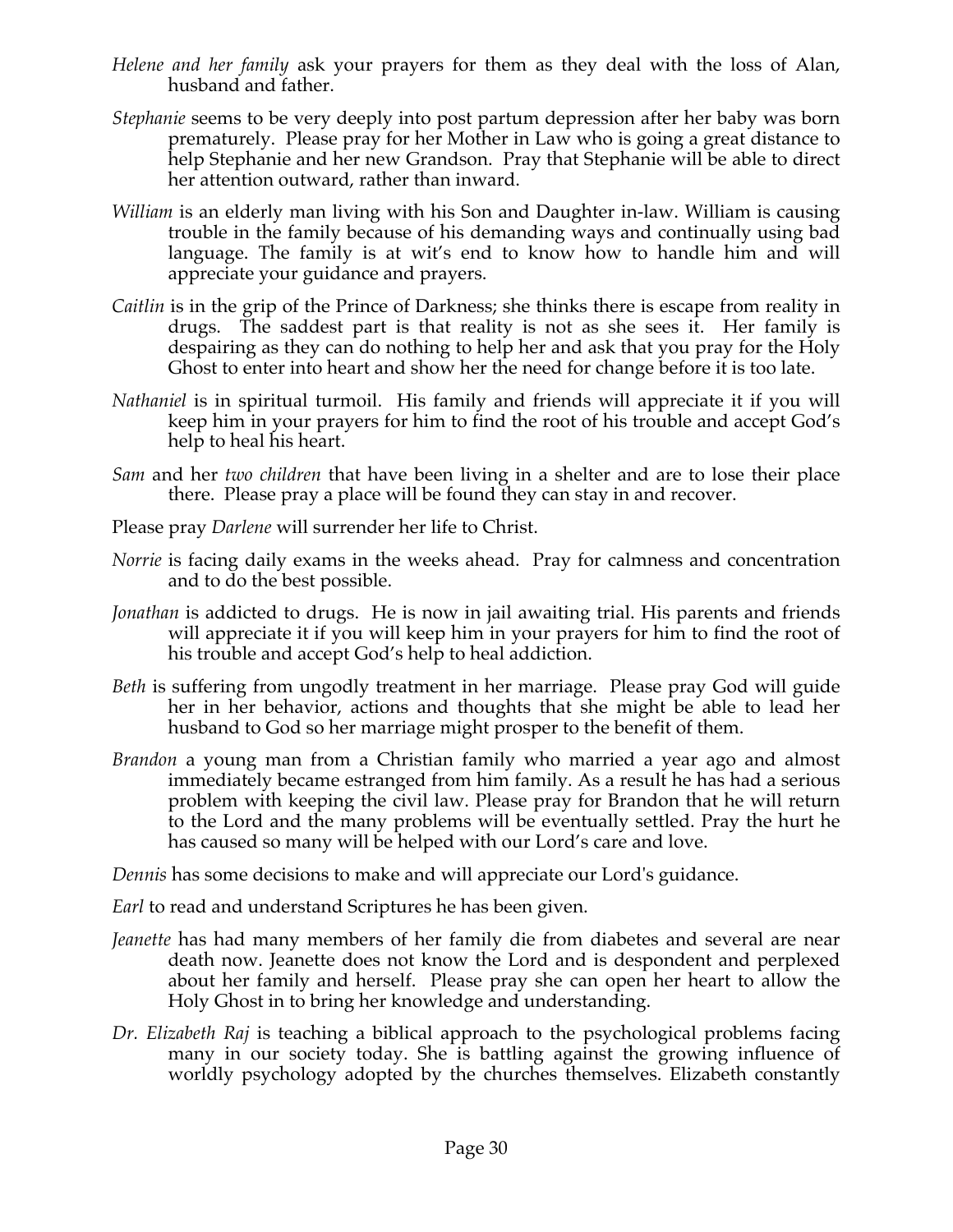*Helene and her family* ask your prayers for them as they deal with the loss of Alan, husband and father.

*Stephanie* seems to be very deeply into post partum depression after her baby was born prematurely. Please pray for her Mother in Law who is going a great distance to help Stephanie and her new Grandson. Pray that Stephanie will be able to direct her attention outward, rather than inward.

*William* is an elderly man living with his Son and Daughter in-law. William is causing trouble in the family because of his demanding ways and continually using bad language. The family is at wit's end to know how to handle him and will appreciate your guidance and prayers.

*Caitlin* is in the grip of the Prince of Darkness; she thinks there is escape from reality in drugs. The saddest part is that reality is not as she sees it. Her family is despairing as they can do nothing to help her and ask that you pray for the Holy Ghost to enter into heart and show her the need for change before it is too late.

*Nathaniel* is in spiritual turmoil. His family and friends will appreciate it if you will keep him in your prayers for him to find the root of his trouble and accept God's help to heal his heart.

*Sam* and her *two children* that have been living in a shelter and are to lose their place there. Please pray a place will be found they can stay in and recover.

Please pray *Darlene* will surrender her life to Christ.

*Norrie* is facing daily exams in the weeks ahead. Pray for calmness and concentration and to do the best possible.

*Jonathan* is addicted to drugs. He is now in jail awaiting trial. His parents and friends will appreciate it if you will keep him in your prayers for him to find the root of his trouble and accept God's help to heal addiction.

*Beth* is suffering from ungodly treatment in her marriage. Please pray God will guide her in her behavior, actions and thoughts that she might be able to lead her husband to God so her marriage might prosper to the benefit of them.

*Brandon* a young man from a Christian family who married a year ago and almost immediately became estranged from him family. As a result he has had a serious problem with keeping the civil law. Please pray for Brandon that he will return to the Lord and the many problems will be eventually settled. Pray the hurt he has caused so many will be helped with our Lord's care and love.

*Dennis* has some decisions to make and will appreciate our Lord's guidance.

*Earl* to read and understand Scriptures he has been given.

*Jeanette* has had many members of her family die from diabetes and several are near death now. Jeanette does not know the Lord and is despondent and perplexed about her family and herself. Please pray she can open her heart to allow the Holy Ghost in to bring her knowledge and understanding.

*Dr. Elizabeth Raj* is teaching a biblical approach to the psychological problems facing many in our society today. She is battling against the growing influence of worldly psychology adopted by the churches themselves. Elizabeth constantly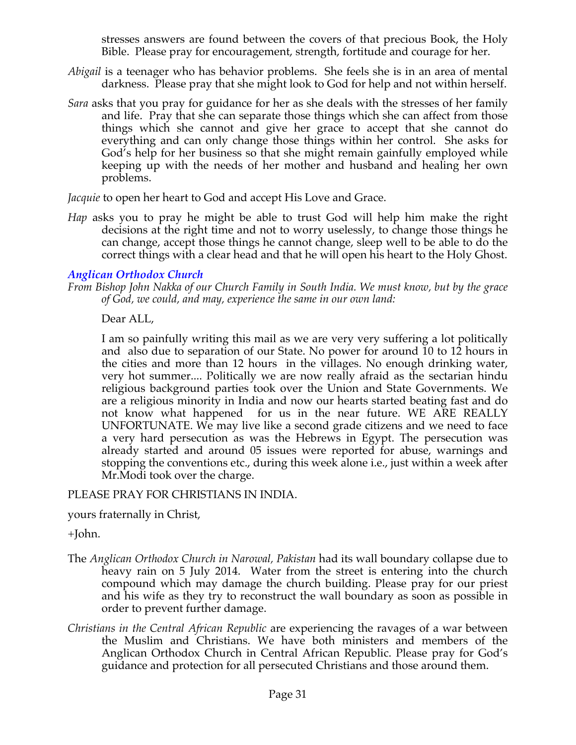stresses answers are found between the covers of that precious Book, the Holy Bible. Please pray for encouragement, strength, fortitude and courage for her.

*Abigail* is a teenager who has behavior problems. She feels she is in an area of mental darkness. Please pray that she might look to God for help and not within herself.

*Sara* asks that you pray for guidance for her as she deals with the stresses of her family and life. Pray that she can separate those things which she can affect from those things which she cannot and give her grace to accept that she cannot do everything and can only change those things within her control. She asks for God's help for her business so that she might remain gainfully employed while keeping up with the needs of her mother and husband and healing her own problems.

*Jacquie* to open her heart to God and accept His Love and Grace.

*Hap* asks you to pray he might be able to trust God will help him make the right decisions at the right time and not to worry uselessly, to change those things he can change, accept those things he cannot change, sleep well to be able to do the correct things with a clear head and that he will open his heart to the Holy Ghost.

### *Anglican Orthodox Church*

*From Bishop John Nakka of our Church Family in South India. We must know, but by the grace of God, we could, and may, experience the same in our own land:*

> Dear ALL,
>
> I am so painfully writing this mail as we are very very suffering a lot politically and also due to separation of our State. No power for around 10 to 12 hours in the cities and more than 12 hours in the villages. No enough drinking water, very hot summer.... Politically we are now really afraid as the sectarian hindu religious background parties took over the Union and State Governments. We are a religious minority in India and now our hearts started beating fast and do not know what happened for us in the near future. WE ARE REALLY UNFORTUNATE. We may live like a second grade citizens and we need to face a very hard persecution as was the Hebrews in Egypt. The persecution was already started and around 05 issues were reported for abuse, warnings and stopping the conventions etc., during this week alone i.e., just within a week after Mr.Modi took over the charge.

PLEASE PRAY FOR CHRISTIANS IN INDIA.

yours fraternally in Christ,

+John.

The *Anglican Orthodox Church in Narowal, Pakistan* had its wall boundary collapse due to heavy rain on 5 July 2014. Water from the street is entering into the church compound which may damage the church building. Please pray for our priest and his wife as they try to reconstruct the wall boundary as soon as possible in order to prevent further damage.

*Christians in the Central African Republic* are experiencing the ravages of a war between the Muslim and Christians. We have both ministers and members of the Anglican Orthodox Church in Central African Republic. Please pray for God's guidance and protection for all persecuted Christians and those around them.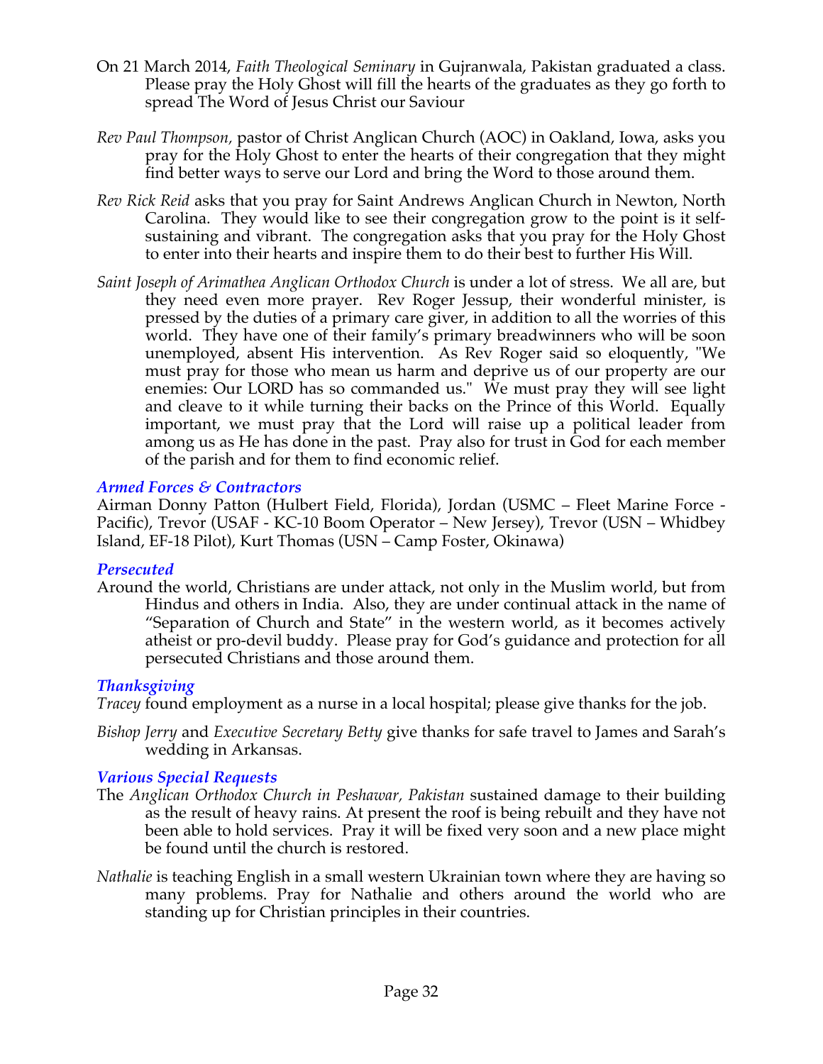On 21 March 2014, *Faith Theological Seminary* in Gujranwala, Pakistan graduated a class. Please pray the Holy Ghost will fill the hearts of the graduates as they go forth to spread The Word of Jesus Christ our Saviour

*Rev Paul Thompson,* pastor of Christ Anglican Church (AOC) in Oakland, Iowa, asks you pray for the Holy Ghost to enter the hearts of their congregation that they might find better ways to serve our Lord and bring the Word to those around them.

*Rev Rick Reid* asks that you pray for Saint Andrews Anglican Church in Newton, North Carolina. They would like to see their congregation grow to the point is it self-sustaining and vibrant. The congregation asks that you pray for the Holy Ghost to enter into their hearts and inspire them to do their best to further His Will.

*Saint Joseph of Arimathea Anglican Orthodox Church* is under a lot of stress. We all are, but they need even more prayer. Rev Roger Jessup, their wonderful minister, is pressed by the duties of a primary care giver, in addition to all the worries of this world. They have one of their family's primary breadwinners who will be soon unemployed, absent His intervention. As Rev Roger said so eloquently, "We must pray for those who mean us harm and deprive us of our property are our enemies: Our LORD has so commanded us." We must pray they will see light and cleave to it while turning their backs on the Prince of this World. Equally important, we must pray that the Lord will raise up a political leader from among us as He has done in the past. Pray also for trust in God for each member of the parish and for them to find economic relief.

### *Armed Forces & Contractors*

Airman Donny Patton (Hulbert Field, Florida), Jordan (USMC – Fleet Marine Force - Pacific), Trevor (USAF - KC-10 Boom Operator – New Jersey), Trevor (USN – Whidbey Island, EF-18 Pilot), Kurt Thomas (USN – Camp Foster, Okinawa)

### *Persecuted*

Around the world, Christians are under attack, not only in the Muslim world, but from Hindus and others in India. Also, they are under continual attack in the name of "Separation of Church and State" in the western world, as it becomes actively atheist or pro-devil buddy. Please pray for God's guidance and protection for all persecuted Christians and those around them.

### *Thanksgiving*

*Tracey* found employment as a nurse in a local hospital; please give thanks for the job.

*Bishop Jerry* and *Executive Secretary Betty* give thanks for safe travel to James and Sarah's wedding in Arkansas.

### *Various Special Requests*

The *Anglican Orthodox Church in Peshawar, Pakistan* sustained damage to their building as the result of heavy rains. At present the roof is being rebuilt and they have not been able to hold services. Pray it will be fixed very soon and a new place might be found until the church is restored.

*Nathalie* is teaching English in a small western Ukrainian town where they are having so many problems. Pray for Nathalie and others around the world who are standing up for Christian principles in their countries.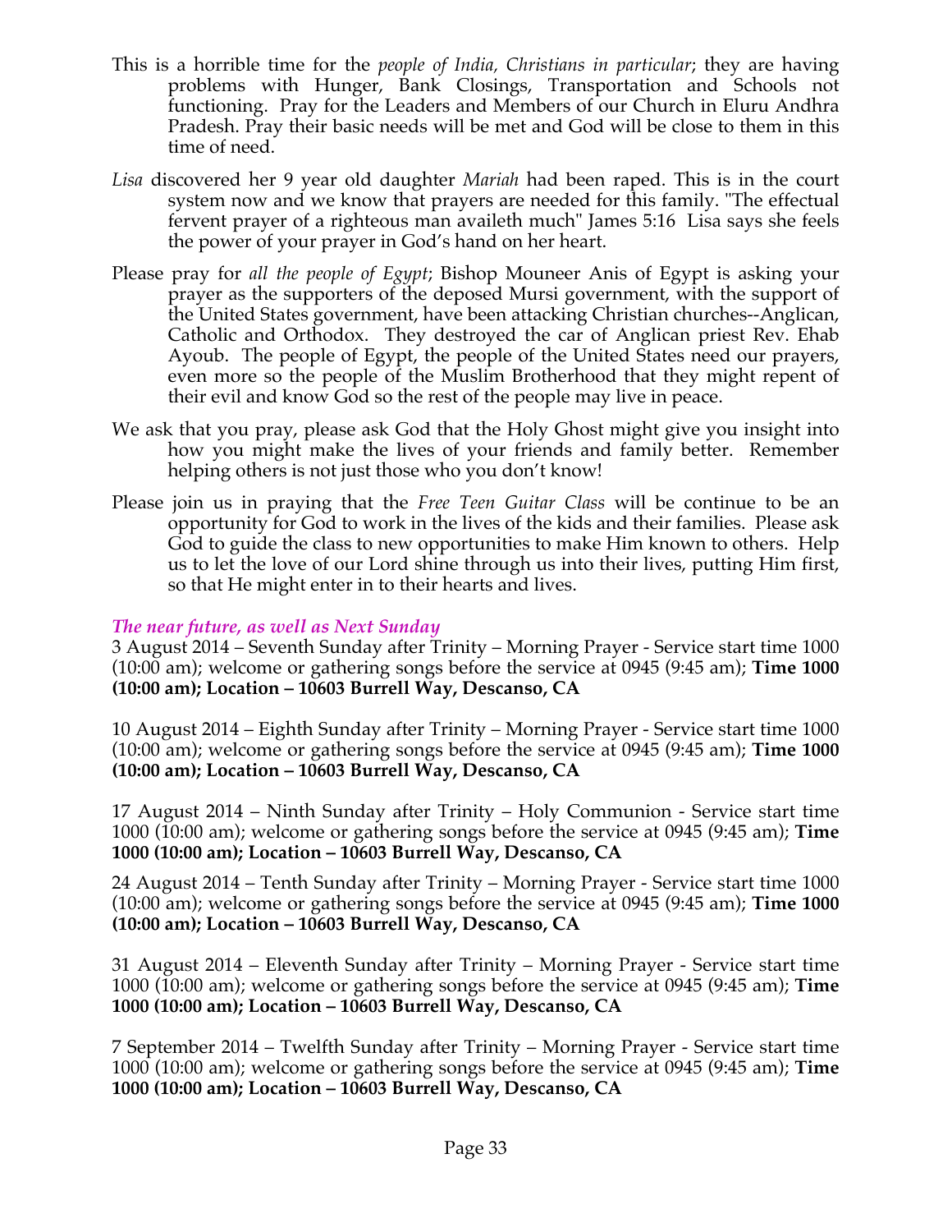This is a horrible time for the *people of India, Christians in particular*; they are having problems with Hunger, Bank Closings, Transportation and Schools not functioning. Pray for the Leaders and Members of our Church in Eluru Andhra Pradesh. Pray their basic needs will be met and God will be close to them in this time of need.

*Lisa* discovered her 9 year old daughter *Mariah* had been raped. This is in the court system now and we know that prayers are needed for this family. "The effectual fervent prayer of a righteous man availeth much" James 5:16 Lisa says she feels the power of your prayer in God's hand on her heart.

Please pray for *all the people of Egypt*; Bishop Mouneer Anis of Egypt is asking your prayer as the supporters of the deposed Mursi government, with the support of the United States government, have been attacking Christian churches--Anglican, Catholic and Orthodox. They destroyed the car of Anglican priest Rev. Ehab Ayoub. The people of Egypt, the people of the United States need our prayers, even more so the people of the Muslim Brotherhood that they might repent of their evil and know God so the rest of the people may live in peace.

We ask that you pray, please ask God that the Holy Ghost might give you insight into how you might make the lives of your friends and family better. Remember helping others is not just those who you don't know!

Please join us in praying that the *Free Teen Guitar Class* will be continue to be an opportunity for God to work in the lives of the kids and their families. Please ask God to guide the class to new opportunities to make Him known to others. Help us to let the love of our Lord shine through us into their lives, putting Him first, so that He might enter in to their hearts and lives.

### *The near future, as well as Next Sunday*

3 August 2014 – Seventh Sunday after Trinity – Morning Prayer - Service start time 1000 (10:00 am); welcome or gathering songs before the service at 0945 (9:45 am); **Time 1000 (10:00 am); Location – 10603 Burrell Way, Descanso, CA**

10 August 2014 – Eighth Sunday after Trinity – Morning Prayer - Service start time 1000 (10:00 am); welcome or gathering songs before the service at 0945 (9:45 am); **Time 1000 (10:00 am); Location – 10603 Burrell Way, Descanso, CA**

17 August 2014 – Ninth Sunday after Trinity – Holy Communion - Service start time 1000 (10:00 am); welcome or gathering songs before the service at 0945 (9:45 am); **Time 1000 (10:00 am); Location – 10603 Burrell Way, Descanso, CA**

24 August 2014 – Tenth Sunday after Trinity – Morning Prayer - Service start time 1000 (10:00 am); welcome or gathering songs before the service at 0945 (9:45 am); **Time 1000 (10:00 am); Location – 10603 Burrell Way, Descanso, CA**

31 August 2014 – Eleventh Sunday after Trinity – Morning Prayer - Service start time 1000 (10:00 am); welcome or gathering songs before the service at 0945 (9:45 am); **Time 1000 (10:00 am); Location – 10603 Burrell Way, Descanso, CA**

7 September 2014 – Twelfth Sunday after Trinity – Morning Prayer - Service start time 1000 (10:00 am); welcome or gathering songs before the service at 0945 (9:45 am); **Time 1000 (10:00 am); Location – 10603 Burrell Way, Descanso, CA**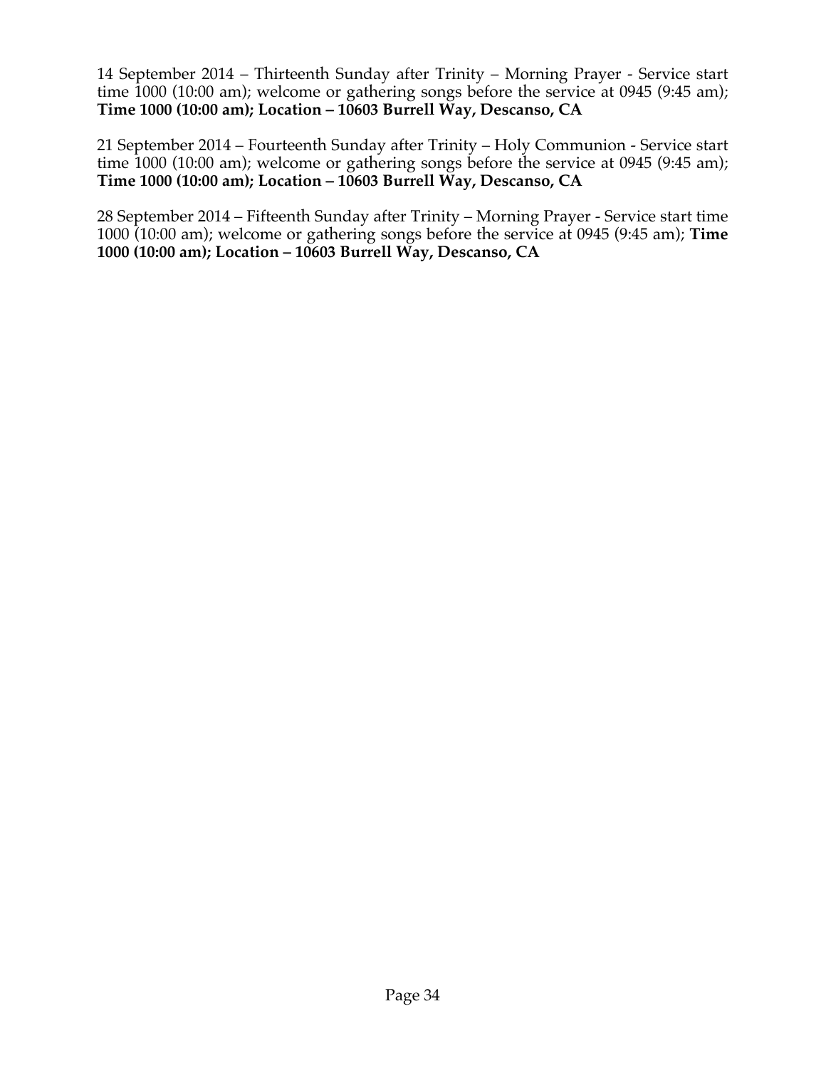14 September 2014 – Thirteenth Sunday after Trinity – Morning Prayer - Service start time 1000 (10:00 am); welcome or gathering songs before the service at 0945 (9:45 am); **Time 1000 (10:00 am); Location – 10603 Burrell Way, Descanso, CA**

21 September 2014 – Fourteenth Sunday after Trinity – Holy Communion - Service start time 1000 (10:00 am); welcome or gathering songs before the service at 0945 (9:45 am); **Time 1000 (10:00 am); Location – 10603 Burrell Way, Descanso, CA**

28 September 2014 – Fifteenth Sunday after Trinity – Morning Prayer - Service start time 1000 (10:00 am); welcome or gathering songs before the service at 0945 (9:45 am); **Time 1000 (10:00 am); Location – 10603 Burrell Way, Descanso, CA**